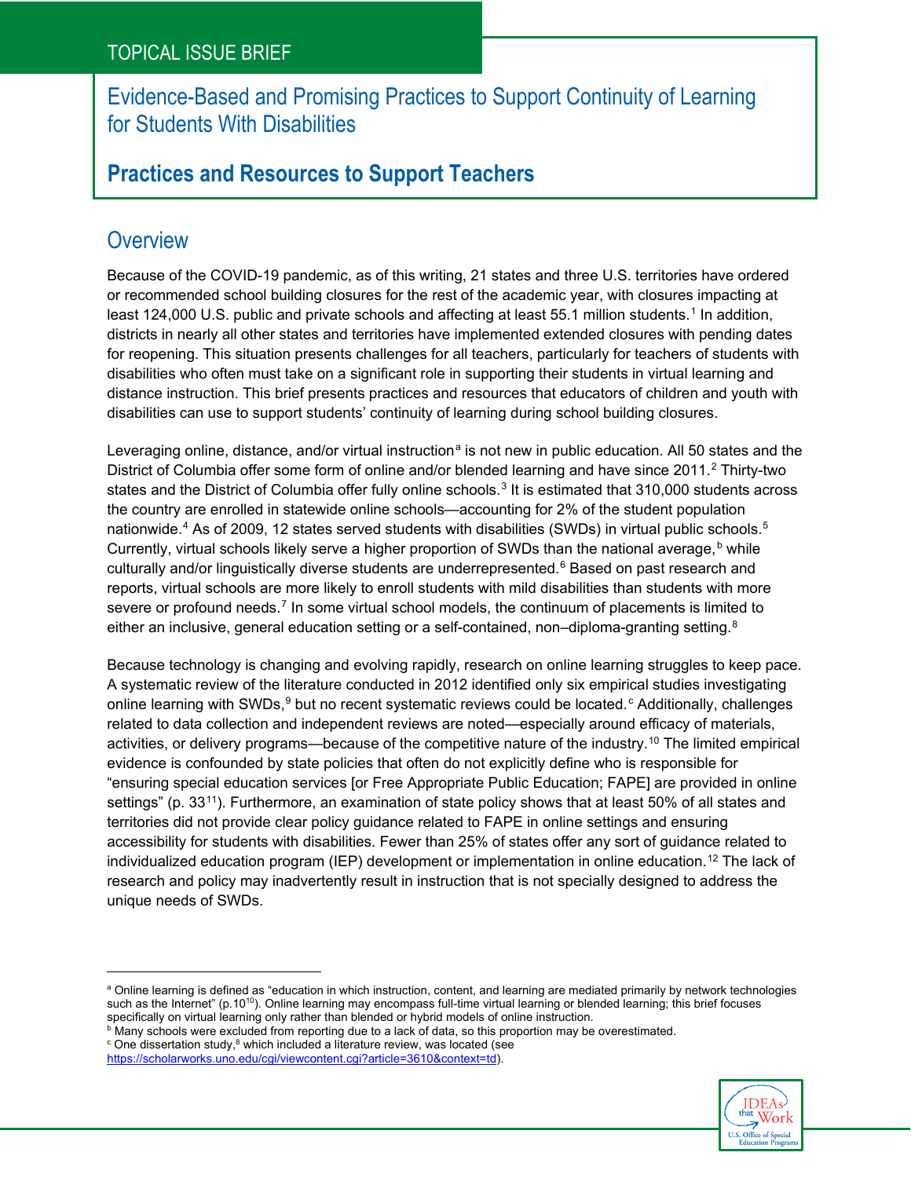TOPICAL ISSUE BRIEF

# Evidence-Based and Promising Practices to Support Continuity of Learning for Students With Disabilities

## Practices and Resources to Support Teachers

## Overview

Because of the COVID-19 pandemic, as of this writing, 21 states and three U.S. territories have ordered or recommended school building closures for the rest of the academic year, with closures impacting at least 124,000 U.S. public and private schools and affecting at least 55.1 million students.[1] In addition, districts in nearly all other states and territories have implemented extended closures with pending dates for reopening. This situation presents challenges for all teachers, particularly for teachers of students with disabilities who often must take on a significant role in supporting their students in virtual learning and distance instruction. This brief presents practices and resources that educators of children and youth with disabilities can use to support students' continuity of learning during school building closures.

Leveraging online, distance, and/or virtual instruction[a] is not new in public education. All 50 states and the District of Columbia offer some form of online and/or blended learning and have since 2011.[2] Thirty-two states and the District of Columbia offer fully online schools.[3] It is estimated that 310,000 students across the country are enrolled in statewide online schools—accounting for 2% of the student population nationwide.[4] As of 2009, 12 states served students with disabilities (SWDs) in virtual public schools.[5] Currently, virtual schools likely serve a higher proportion of SWDs than the national average,[b] while culturally and/or linguistically diverse students are underrepresented.[6] Based on past research and reports, virtual schools are more likely to enroll students with mild disabilities than students with more severe or profound needs.[7] In some virtual school models, the continuum of placements is limited to either an inclusive, general education setting or a self-contained, non–diploma-granting setting.[8]

Because technology is changing and evolving rapidly, research on online learning struggles to keep pace. A systematic review of the literature conducted in 2012 identified only six empirical studies investigating online learning with SWDs,[9] but no recent systematic reviews could be located.[c] Additionally, challenges related to data collection and independent reviews are noted—especially around efficacy of materials, activities, or delivery programs—because of the competitive nature of the industry.[10] The limited empirical evidence is confounded by state policies that often do not explicitly define who is responsible for "ensuring special education services [or Free Appropriate Public Education; FAPE] are provided in online settings" (p. 33[11]). Furthermore, an examination of state policy shows that at least 50% of all states and territories did not provide clear policy guidance related to FAPE in online settings and ensuring accessibility for students with disabilities. Fewer than 25% of states offer any sort of guidance related to individualized education program (IEP) development or implementation in online education.[12] The lack of research and policy may inadvertently result in instruction that is not specially designed to address the unique needs of SWDs.

---

[a] Online learning is defined as "education in which instruction, content, and learning are mediated primarily by network technologies such as the Internet" (p.10[10]). Online learning may encompass full-time virtual learning or blended learning; this brief focuses specifically on virtual learning only rather than blended or hybrid models of online instruction.

[b] Many schools were excluded from reporting due to a lack of data, so this proportion may be overestimated.

[c] One dissertation study,[8] which included a literature review, was located (see https://scholarworks.uno.edu/cgi/viewcontent.cgi?article=3610&context=td).

IDEAs that Work — U.S. Office of Special Education Programs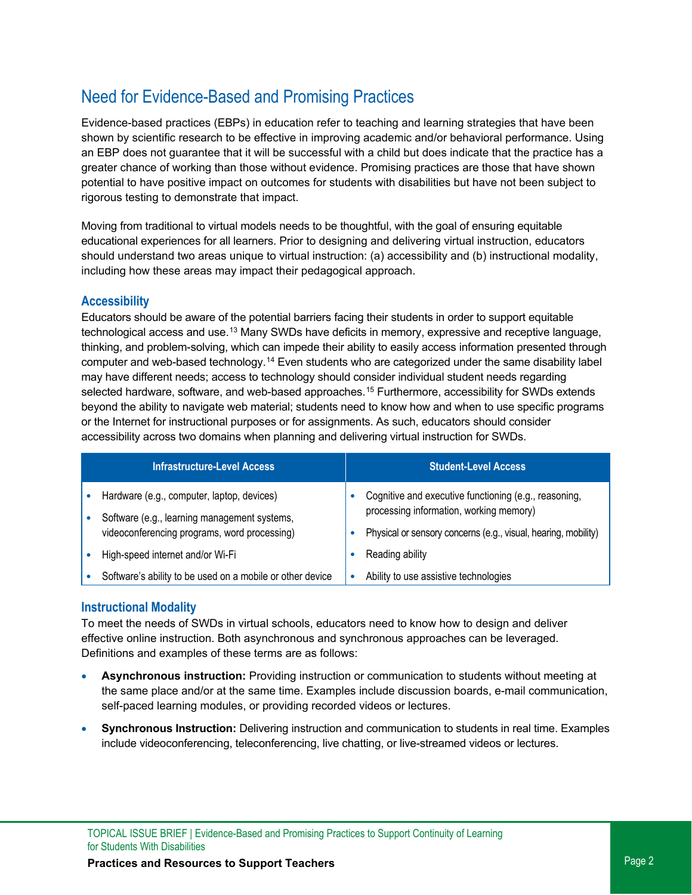## Need for Evidence-Based and Promising Practices

Evidence-based practices (EBPs) in education refer to teaching and learning strategies that have been shown by scientific research to be effective in improving academic and/or behavioral performance. Using an EBP does not guarantee that it will be successful with a child but does indicate that the practice has a greater chance of working than those without evidence. Promising practices are those that have shown potential to have positive impact on outcomes for students with disabilities but have not been subject to rigorous testing to demonstrate that impact.

Moving from traditional to virtual models needs to be thoughtful, with the goal of ensuring equitable educational experiences for all learners. Prior to designing and delivering virtual instruction, educators should understand two areas unique to virtual instruction: (a) accessibility and (b) instructional modality, including how these areas may impact their pedagogical approach.

### Accessibility

Educators should be aware of the potential barriers facing their students in order to support equitable technological access and use.[13] Many SWDs have deficits in memory, expressive and receptive language, thinking, and problem-solving, which can impede their ability to easily access information presented through computer and web-based technology.[14] Even students who are categorized under the same disability label may have different needs; access to technology should consider individual student needs regarding selected hardware, software, and web-based approaches.[15] Furthermore, accessibility for SWDs extends beyond the ability to navigate web material; students need to know how and when to use specific programs or the Internet for instructional purposes or for assignments. As such, educators should consider accessibility across two domains when planning and delivering virtual instruction for SWDs.

| Infrastructure-Level Access | Student-Level Access |
|---|---|
| • Hardware (e.g., computer, laptop, devices) | • Cognitive and executive functioning (e.g., reasoning, processing information, working memory) |
| • Software (e.g., learning management systems, videoconferencing programs, word processing) | • Physical or sensory concerns (e.g., visual, hearing, mobility) |
| • High-speed internet and/or Wi-Fi | • Reading ability |
| • Software's ability to be used on a mobile or other device | • Ability to use assistive technologies |

### Instructional Modality

To meet the needs of SWDs in virtual schools, educators need to know how to design and deliver effective online instruction. Both asynchronous and synchronous approaches can be leveraged. Definitions and examples of these terms are as follows:

- **Asynchronous instruction:** Providing instruction or communication to students without meeting at the same place and/or at the same time. Examples include discussion boards, e-mail communication, self-paced learning modules, or providing recorded videos or lectures.
- **Synchronous Instruction:** Delivering instruction and communication to students in real time. Examples include videoconferencing, teleconferencing, live chatting, or live-streamed videos or lectures.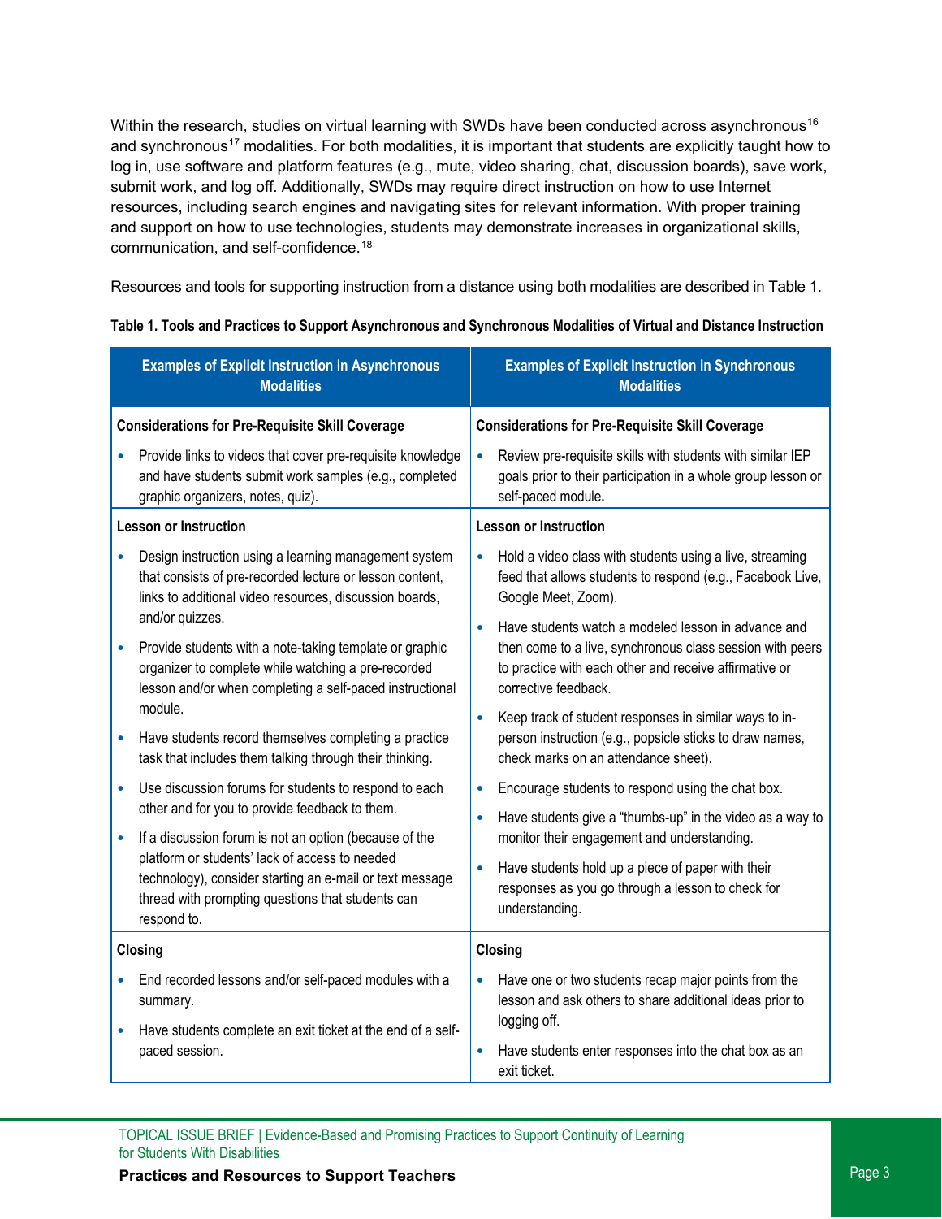Within the research, studies on virtual learning with SWDs have been conducted across asynchronous[16] and synchronous[17] modalities. For both modalities, it is important that students are explicitly taught how to log in, use software and platform features (e.g., mute, video sharing, chat, discussion boards), save work, submit work, and log off. Additionally, SWDs may require direct instruction on how to use Internet resources, including search engines and navigating sites for relevant information. With proper training and support on how to use technologies, students may demonstrate increases in organizational skills, communication, and self-confidence.[18]

Resources and tools for supporting instruction from a distance using both modalities are described in Table 1.

**Table 1. Tools and Practices to Support Asynchronous and Synchronous Modalities of Virtual and Distance Instruction**

| Examples of Explicit Instruction in Asynchronous Modalities | Examples of Explicit Instruction in Synchronous Modalities |
| --- | --- |
| **Considerations for Pre-Requisite Skill Coverage**<br>• Provide links to videos that cover pre-requisite knowledge and have students submit work samples (e.g., completed graphic organizers, notes, quiz). | **Considerations for Pre-Requisite Skill Coverage**<br>• Review pre-requisite skills with students with similar IEP goals prior to their participation in a whole group lesson or self-paced module. |
| **Lesson or Instruction**<br>• Design instruction using a learning management system that consists of pre-recorded lecture or lesson content, links to additional video resources, discussion boards, and/or quizzes.<br>• Provide students with a note-taking template or graphic organizer to complete while watching a pre-recorded lesson and/or when completing a self-paced instructional module.<br>• Have students record themselves completing a practice task that includes them talking through their thinking.<br>• Use discussion forums for students to respond to each other and for you to provide feedback to them.<br>• If a discussion forum is not an option (because of the platform or students' lack of access to needed technology), consider starting an e-mail or text message thread with prompting questions that students can respond to. | **Lesson or Instruction**<br>• Hold a video class with students using a live, streaming feed that allows students to respond (e.g., Facebook Live, Google Meet, Zoom).<br>• Have students watch a modeled lesson in advance and then come to a live, synchronous class session with peers to practice with each other and receive affirmative or corrective feedback.<br>• Keep track of student responses in similar ways to in-person instruction (e.g., popsicle sticks to draw names, check marks on an attendance sheet).<br>• Encourage students to respond using the chat box.<br>• Have students give a "thumbs-up" in the video as a way to monitor their engagement and understanding.<br>• Have students hold up a piece of paper with their responses as you go through a lesson to check for understanding. |
| **Closing**<br>• End recorded lessons and/or self-paced modules with a summary.<br>• Have students complete an exit ticket at the end of a self-paced session. | **Closing**<br>• Have one or two students recap major points from the lesson and ask others to share additional ideas prior to logging off.<br>• Have students enter responses into the chat box as an exit ticket. |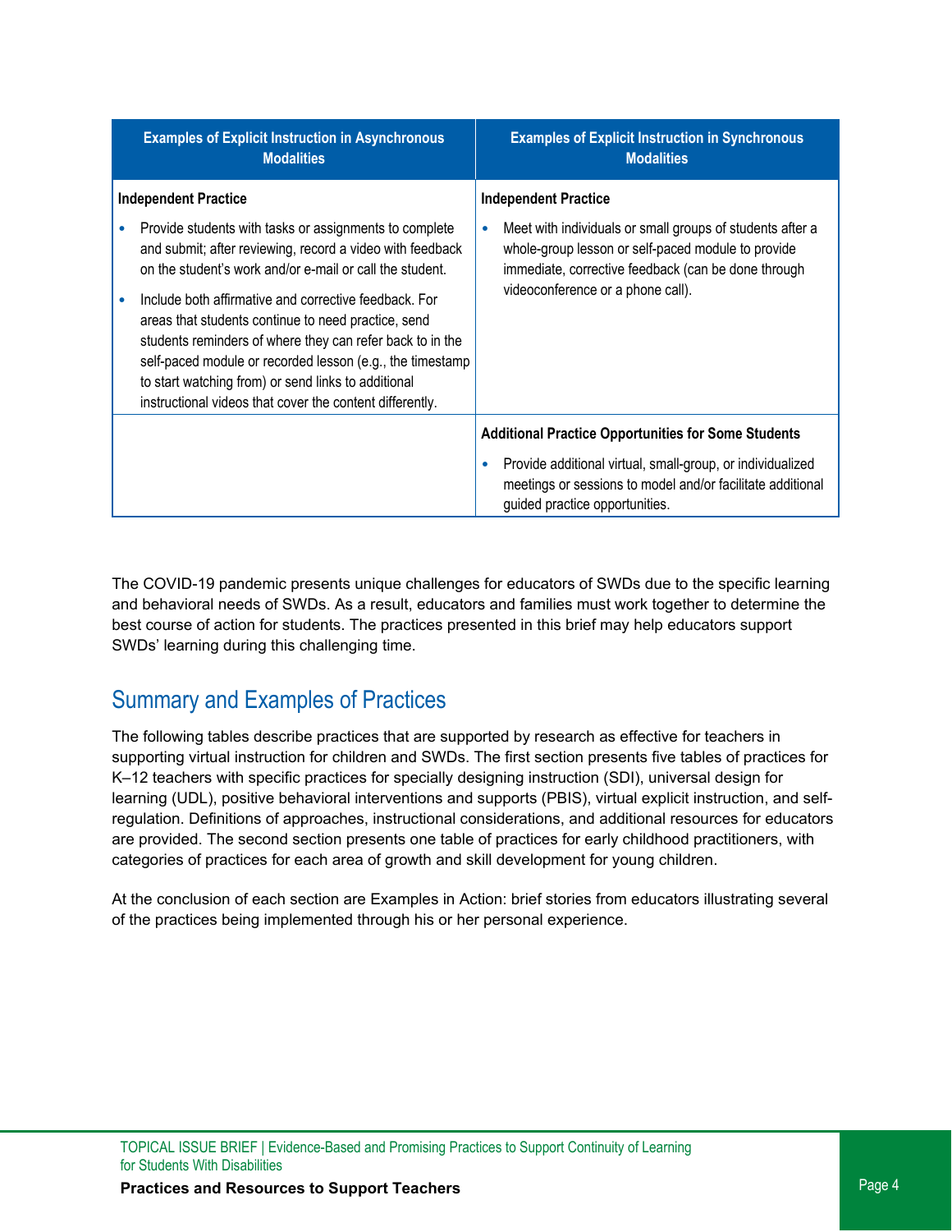| Examples of Explicit Instruction in Asynchronous Modalities | Examples of Explicit Instruction in Synchronous Modalities |
| --- | --- |
| **Independent Practice**<br>• Provide students with tasks or assignments to complete and submit; after reviewing, record a video with feedback on the student's work and/or e-mail or call the student.<br>• Include both affirmative and corrective feedback. For areas that students continue to need practice, send students reminders of where they can refer back to in the self-paced module or recorded lesson (e.g., the timestamp to start watching from) or send links to additional instructional videos that cover the content differently. | **Independent Practice**<br>• Meet with individuals or small groups of students after a whole-group lesson or self-paced module to provide immediate, corrective feedback (can be done through videoconference or a phone call). |
| | **Additional Practice Opportunities for Some Students**<br>• Provide additional virtual, small-group, or individualized meetings or sessions to model and/or facilitate additional guided practice opportunities. |

The COVID-19 pandemic presents unique challenges for educators of SWDs due to the specific learning and behavioral needs of SWDs. As a result, educators and families must work together to determine the best course of action for students. The practices presented in this brief may help educators support SWDs' learning during this challenging time.

## Summary and Examples of Practices

The following tables describe practices that are supported by research as effective for teachers in supporting virtual instruction for children and SWDs. The first section presents five tables of practices for K–12 teachers with specific practices for specially designing instruction (SDI), universal design for learning (UDL), positive behavioral interventions and supports (PBIS), virtual explicit instruction, and self-regulation. Definitions of approaches, instructional considerations, and additional resources for educators are provided. The second section presents one table of practices for early childhood practitioners, with categories of practices for each area of growth and skill development for young children.

At the conclusion of each section are Examples in Action: brief stories from educators illustrating several of the practices being implemented through his or her personal experience.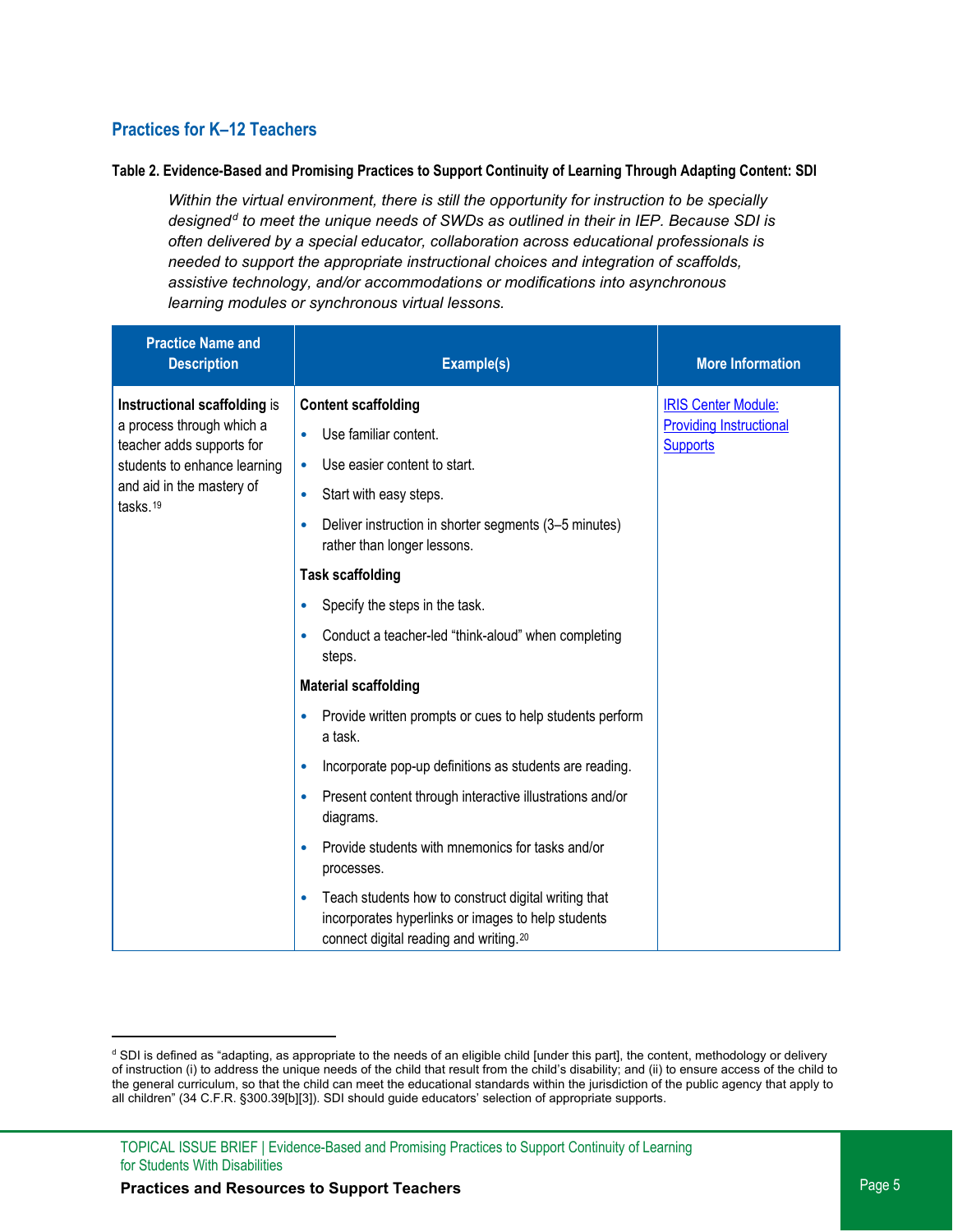## Practices for K–12 Teachers

**Table 2. Evidence-Based and Promising Practices to Support Continuity of Learning Through Adapting Content: SDI**

*Within the virtual environment, there is still the opportunity for instruction to be specially designed[d] to meet the unique needs of SWDs as outlined in their in IEP. Because SDI is often delivered by a special educator, collaboration across educational professionals is needed to support the appropriate instructional choices and integration of scaffolds, assistive technology, and/or accommodations or modifications into asynchronous learning modules or synchronous virtual lessons.*

| Practice Name and Description | Example(s) | More Information |
|---|---|---|
| **Instructional scaffolding** is a process through which a teacher adds supports for students to enhance learning and aid in the mastery of tasks.[19] | **Content scaffolding**<br>• Use familiar content.<br>• Use easier content to start.<br>• Start with easy steps.<br>• Deliver instruction in shorter segments (3–5 minutes) rather than longer lessons.<br>**Task scaffolding**<br>• Specify the steps in the task.<br>• Conduct a teacher-led "think-aloud" when completing steps.<br>**Material scaffolding**<br>• Provide written prompts or cues to help students perform a task.<br>• Incorporate pop-up definitions as students are reading.<br>• Present content through interactive illustrations and/or diagrams.<br>• Provide students with mnemonics for tasks and/or processes.<br>• Teach students how to construct digital writing that incorporates hyperlinks or images to help students connect digital reading and writing.[20] | IRIS Center Module: Providing Instructional Supports |

[d] SDI is defined as "adapting, as appropriate to the needs of an eligible child [under this part], the content, methodology or delivery of instruction (i) to address the unique needs of the child that result from the child's disability; and (ii) to ensure access of the child to the general curriculum, so that the child can meet the educational standards within the jurisdiction of the public agency that apply to all children" (34 C.F.R. §300.39[b][3]). SDI should guide educators' selection of appropriate supports.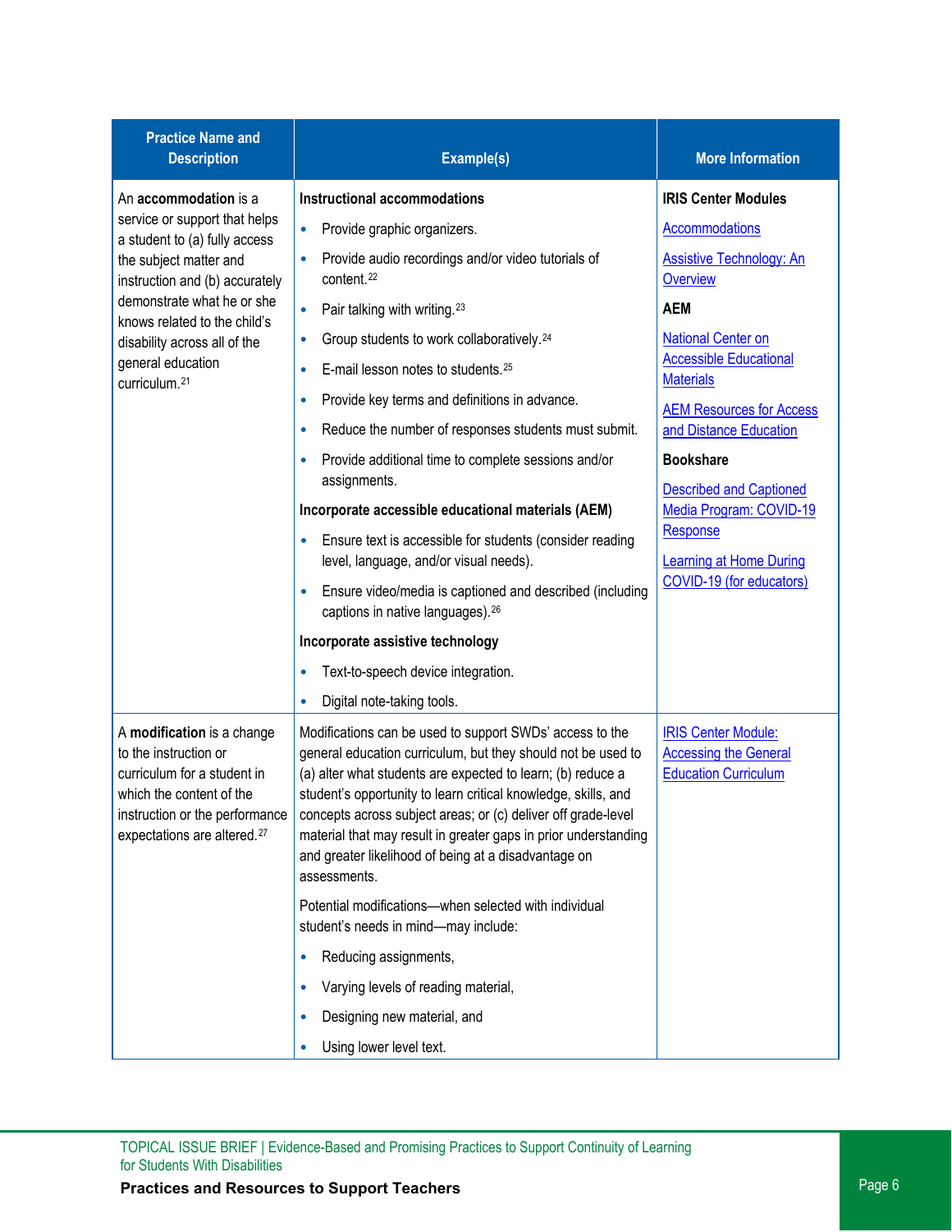| Practice Name and Description | Example(s) | More Information |
| --- | --- | --- |
| An **accommodation** is a service or support that helps a student to (a) fully access the subject matter and instruction and (b) accurately demonstrate what he or she knows related to the child's disability across all of the general education curriculum.[21] | **Instructional accommodations**<br>• Provide graphic organizers.<br>• Provide audio recordings and/or video tutorials of content.[22]<br>• Pair talking with writing.[23]<br>• Group students to work collaboratively.[24]<br>• E-mail lesson notes to students.[25]<br>• Provide key terms and definitions in advance.<br>• Reduce the number of responses students must submit.<br>• Provide additional time to complete sessions and/or assignments.<br>**Incorporate accessible educational materials (AEM)**<br>• Ensure text is accessible for students (consider reading level, language, and/or visual needs).<br>• Ensure video/media is captioned and described (including captions in native languages).[26]<br>**Incorporate assistive technology**<br>• Text-to-speech device integration.<br>• Digital note-taking tools. | **IRIS Center Modules**<br>Accommodations<br>Assistive Technology: An Overview<br>**AEM**<br>National Center on Accessible Educational Materials<br>AEM Resources for Access and Distance Education<br>**Bookshare**<br>Described and Captioned Media Program: COVID-19 Response<br>Learning at Home During COVID-19 (for educators) |
| A **modification** is a change to the instruction or curriculum for a student in which the content of the instruction or the performance expectations are altered.[27] | Modifications can be used to support SWDs' access to the general education curriculum, but they should not be used to (a) alter what students are expected to learn; (b) reduce a student's opportunity to learn critical knowledge, skills, and concepts across subject areas; or (c) deliver off grade-level material that may result in greater gaps in prior understanding and greater likelihood of being at a disadvantage on assessments.<br>Potential modifications—when selected with individual student's needs in mind—may include:<br>• Reducing assignments,<br>• Varying levels of reading material,<br>• Designing new material, and<br>• Using lower level text. | IRIS Center Module: Accessing the General Education Curriculum |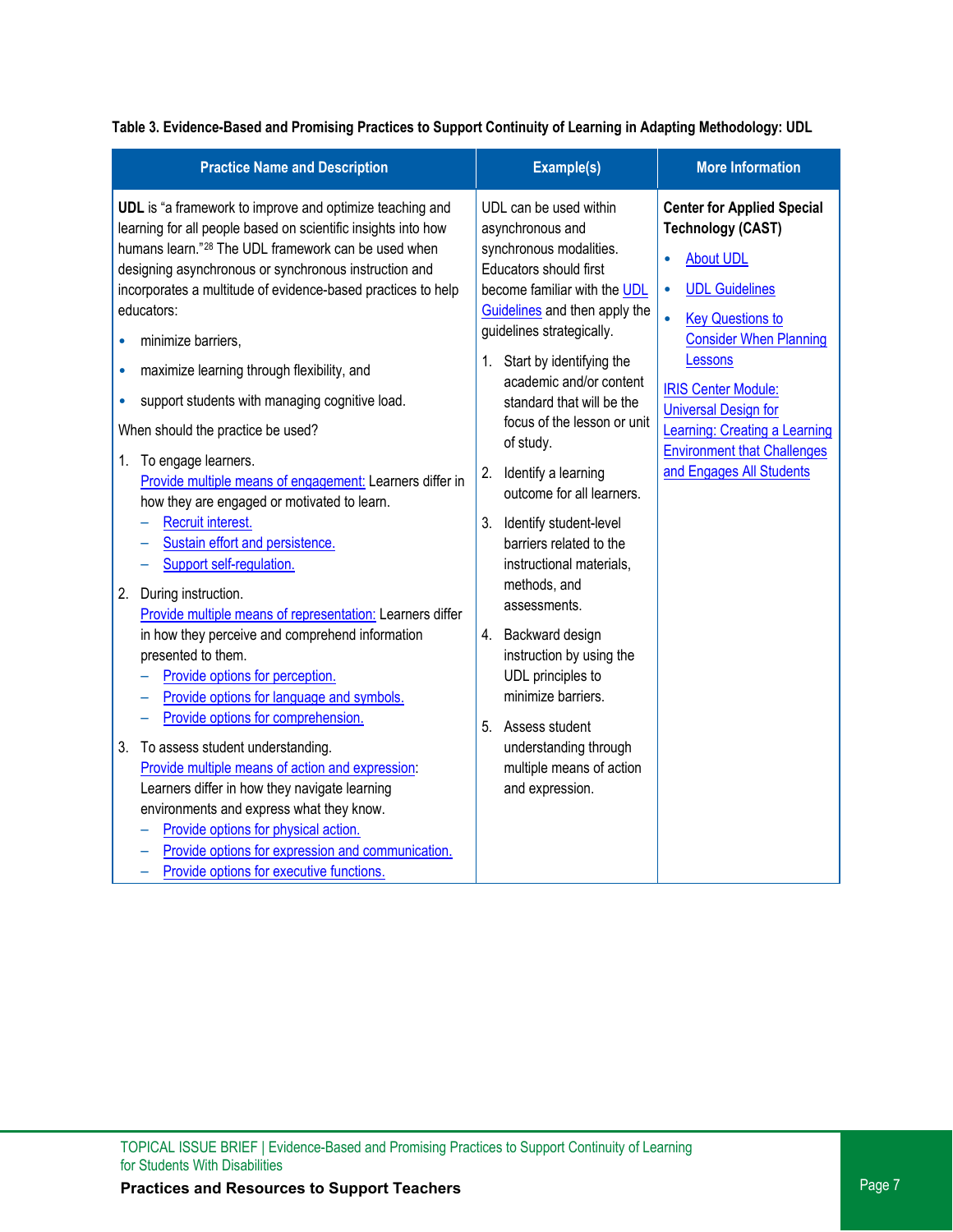**Table 3. Evidence-Based and Promising Practices to Support Continuity of Learning in Adapting Methodology: UDL**

| Practice Name and Description | Example(s) | More Information |
|---|---|---|
| **UDL** is "a framework to improve and optimize teaching and learning for all people based on scientific insights into how humans learn."[28] The UDL framework can be used when designing asynchronous or synchronous instruction and incorporates a multitude of evidence-based practices to help educators:<br>• minimize barriers,<br>• maximize learning through flexibility, and<br>• support students with managing cognitive load.<br>When should the practice be used?<br>1. To engage learners.<br>Provide multiple means of engagement: Learners differ in how they are engaged or motivated to learn.<br>– Recruit interest.<br>– Sustain effort and persistence.<br>– Support self-regulation.<br>2. During instruction.<br>Provide multiple means of representation: Learners differ in how they perceive and comprehend information presented to them.<br>– Provide options for perception.<br>– Provide options for language and symbols.<br>– Provide options for comprehension.<br>3. To assess student understanding.<br>Provide multiple means of action and expression: Learners differ in how they navigate learning environments and express what they know.<br>– Provide options for physical action.<br>– Provide options for expression and communication.<br>– Provide options for executive functions. | UDL can be used within asynchronous and synchronous modalities. Educators should first become familiar with the UDL Guidelines and then apply the guidelines strategically.<br>1. Start by identifying the academic and/or content standard that will be the focus of the lesson or unit of study.<br>2. Identify a learning outcome for all learners.<br>3. Identify student-level barriers related to the instructional materials, methods, and assessments.<br>4. Backward design instruction by using the UDL principles to minimize barriers.<br>5. Assess student understanding through multiple means of action and expression. | **Center for Applied Special Technology (CAST)**<br>• About UDL<br>• UDL Guidelines<br>• Key Questions to Consider When Planning Lessons<br>IRIS Center Module: Universal Design for Learning: Creating a Learning Environment that Challenges and Engages All Students |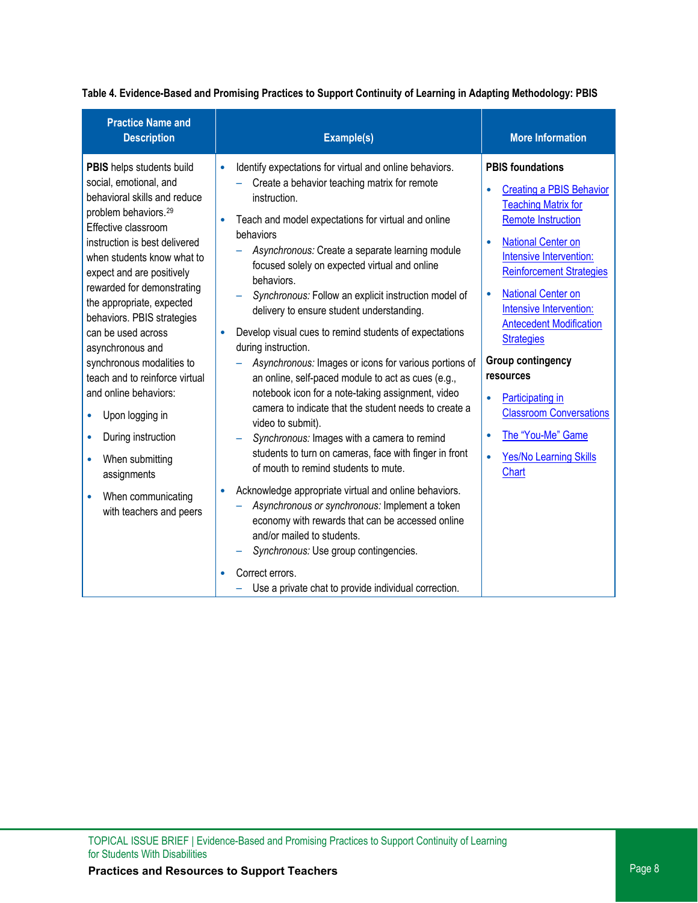**Table 4. Evidence-Based and Promising Practices to Support Continuity of Learning in Adapting Methodology: PBIS**

| Practice Name and Description | Example(s) | More Information |
|---|---|---|
| **PBIS** helps students build social, emotional, and behavioral skills and reduce problem behaviors.[29] Effective classroom instruction is best delivered when students know what to expect and are positively rewarded for demonstrating the appropriate, expected behaviors. PBIS strategies can be used across asynchronous and synchronous modalities to teach and to reinforce virtual and online behaviors:<br>• Upon logging in<br>• During instruction<br>• When submitting assignments<br>• When communicating with teachers and peers | • Identify expectations for virtual and online behaviors.<br>  – Create a behavior teaching matrix for remote instruction.<br>• Teach and model expectations for virtual and online behaviors<br>  – *Asynchronous:* Create a separate learning module focused solely on expected virtual and online behaviors.<br>  – *Synchronous:* Follow an explicit instruction model of delivery to ensure student understanding.<br>• Develop visual cues to remind students of expectations during instruction.<br>  – *Asynchronous:* Images or icons for various portions of an online, self-paced module to act as cues (e.g., notebook icon for a note-taking assignment, video camera to indicate that the student needs to create a video to submit).<br>  – *Synchronous:* Images with a camera to remind students to turn on cameras, face with finger in front of mouth to remind students to mute.<br>• Acknowledge appropriate virtual and online behaviors.<br>  – *Asynchronous or synchronous:* Implement a token economy with rewards that can be accessed online and/or mailed to students.<br>  – *Synchronous:* Use group contingencies.<br>• Correct errors.<br>  – Use a private chat to provide individual correction. | **PBIS foundations**<br>• Creating a PBIS Behavior Teaching Matrix for Remote Instruction<br>• National Center on Intensive Intervention: Reinforcement Strategies<br>• National Center on Intensive Intervention: Antecedent Modification Strategies<br>**Group contingency resources**<br>• Participating in Classroom Conversations<br>• The "You-Me" Game<br>• Yes/No Learning Skills Chart |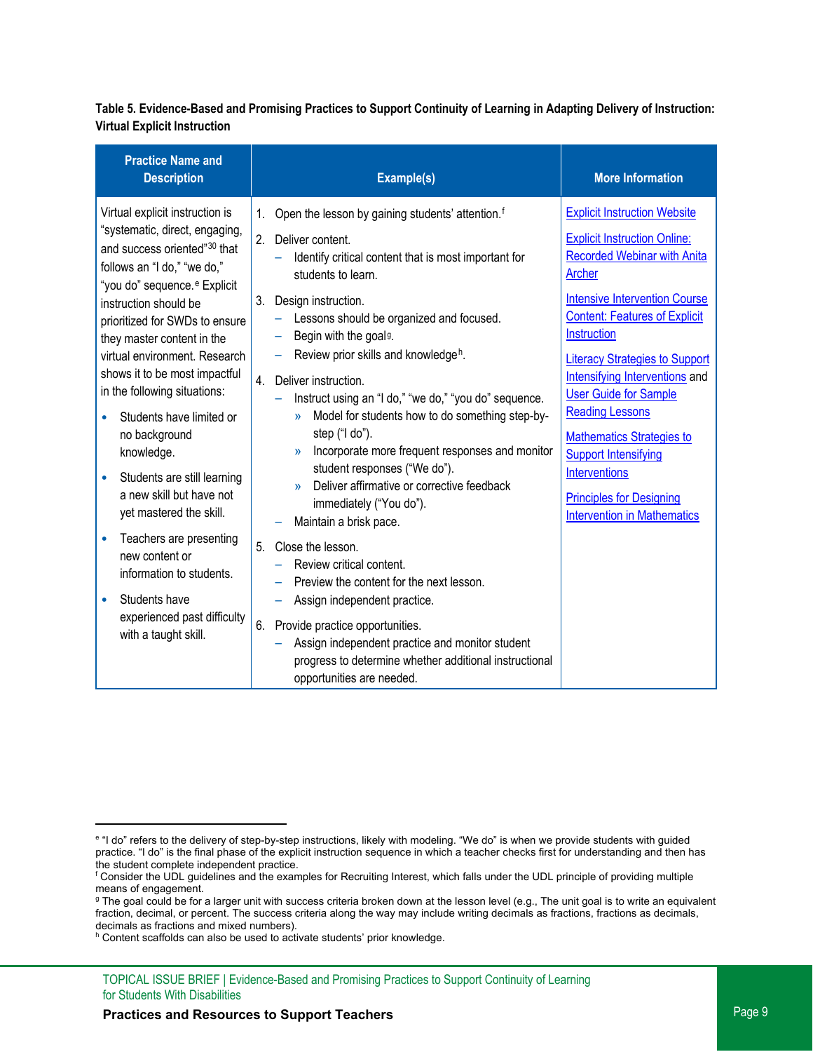**Table 5. Evidence-Based and Promising Practices to Support Continuity of Learning in Adapting Delivery of Instruction: Virtual Explicit Instruction**

| Practice Name and Description | Example(s) | More Information |
|---|---|---|
| Virtual explicit instruction is "systematic, direct, engaging, and success oriented"[30] that follows an "I do," "we do," "you do" sequence.[e] Explicit instruction should be prioritized for SWDs to ensure they master content in the virtual environment. Research shows it to be most impactful in the following situations:<br>• Students have limited or no background knowledge.<br>• Students are still learning a new skill but have not yet mastered the skill.<br>• Teachers are presenting new content or information to students.<br>• Students have experienced past difficulty with a taught skill. | 1. Open the lesson by gaining students' attention.[f]<br>2. Deliver content.<br>– Identify critical content that is most important for students to learn.<br>3. Design instruction.<br>– Lessons should be organized and focused.<br>– Begin with the goal[g].<br>– Review prior skills and knowledge[h].<br>4. Deliver instruction.<br>– Instruct using an "I do," "we do," "you do" sequence.<br>» Model for students how to do something step-by-step ("I do").<br>» Incorporate more frequent responses and monitor student responses ("We do").<br>» Deliver affirmative or corrective feedback immediately ("You do").<br>– Maintain a brisk pace.<br>5. Close the lesson.<br>– Review critical content.<br>– Preview the content for the next lesson.<br>– Assign independent practice.<br>6. Provide practice opportunities.<br>– Assign independent practice and monitor student progress to determine whether additional instructional opportunities are needed. | Explicit Instruction Website<br><br>Explicit Instruction Online: Recorded Webinar with Anita Archer<br><br>Intensive Intervention Course Content: Features of Explicit Instruction<br><br>Literacy Strategies to Support Intensifying Interventions and User Guide for Sample Reading Lessons<br><br>Mathematics Strategies to Support Intensifying Interventions<br><br>Principles for Designing Intervention in Mathematics |

[e] "I do" refers to the delivery of step-by-step instructions, likely with modeling. "We do" is when we provide students with guided practice. "I do" is the final phase of the explicit instruction sequence in which a teacher checks first for understanding and then has the student complete independent practice.

[f] Consider the UDL guidelines and the examples for Recruiting Interest, which falls under the UDL principle of providing multiple means of engagement.

[g] The goal could be for a larger unit with success criteria broken down at the lesson level (e.g., The unit goal is to write an equivalent fraction, decimal, or percent. The success criteria along the way may include writing decimals as fractions, fractions as decimals, decimals as fractions and mixed numbers).

[h] Content scaffolds can also be used to activate students' prior knowledge.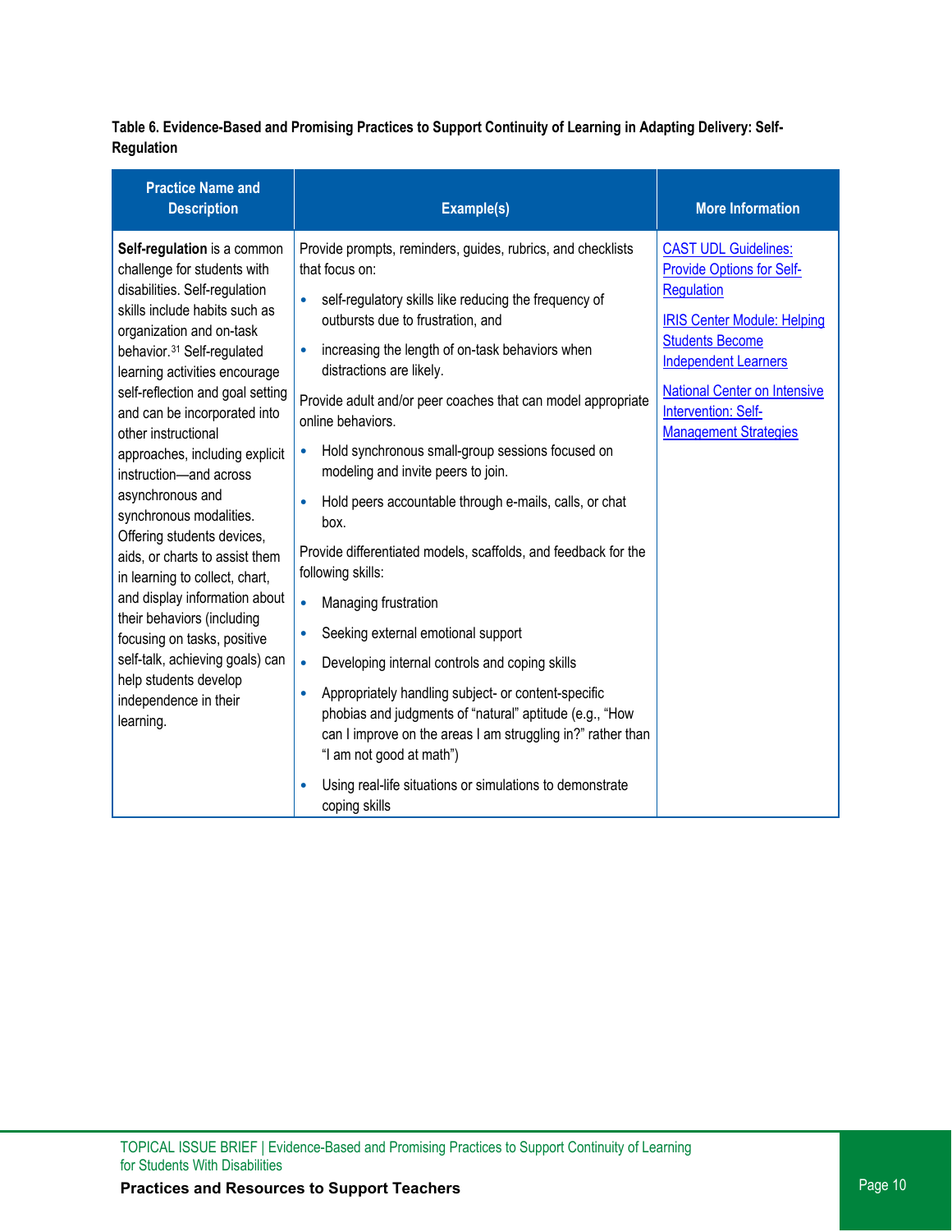**Table 6. Evidence-Based and Promising Practices to Support Continuity of Learning in Adapting Delivery: Self-Regulation**

| Practice Name and Description | Example(s) | More Information |
| --- | --- | --- |
| **Self-regulation** is a common challenge for students with disabilities. Self-regulation skills include habits such as organization and on-task behavior.[31] Self-regulated learning activities encourage self-reflection and goal setting and can be incorporated into other instructional approaches, including explicit instruction—and across asynchronous and synchronous modalities. Offering students devices, aids, or charts to assist them in learning to collect, chart, and display information about their behaviors (including focusing on tasks, positive self-talk, achieving goals) can help students develop independence in their learning. | Provide prompts, reminders, guides, rubrics, and checklists that focus on:<br>• self-regulatory skills like reducing the frequency of outbursts due to frustration, and<br>• increasing the length of on-task behaviors when distractions are likely.<br>Provide adult and/or peer coaches that can model appropriate online behaviors.<br>• Hold synchronous small-group sessions focused on modeling and invite peers to join.<br>• Hold peers accountable through e-mails, calls, or chat box.<br>Provide differentiated models, scaffolds, and feedback for the following skills:<br>• Managing frustration<br>• Seeking external emotional support<br>• Developing internal controls and coping skills<br>• Appropriately handling subject- or content-specific phobias and judgments of "natural" aptitude (e.g., "How can I improve on the areas I am struggling in?" rather than "I am not good at math")<br>• Using real-life situations or simulations to demonstrate coping skills | CAST UDL Guidelines: Provide Options for Self-Regulation<br><br>IRIS Center Module: Helping Students Become Independent Learners<br><br>National Center on Intensive Intervention: Self-Management Strategies |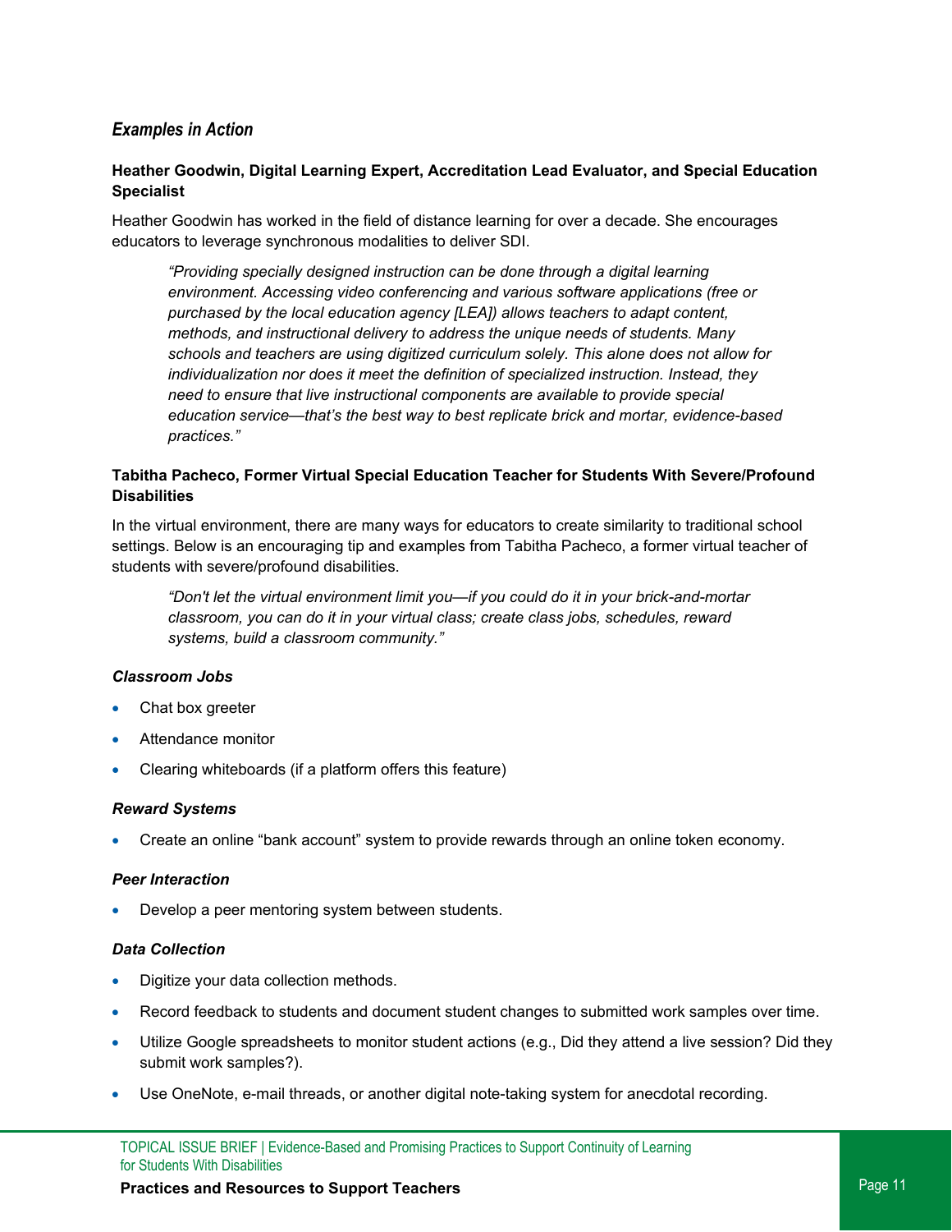### *Examples in Action*

**Heather Goodwin, Digital Learning Expert, Accreditation Lead Evaluator, and Special Education Specialist**

Heather Goodwin has worked in the field of distance learning for over a decade. She encourages educators to leverage synchronous modalities to deliver SDI.

> *"Providing specially designed instruction can be done through a digital learning environment. Accessing video conferencing and various software applications (free or purchased by the local education agency [LEA]) allows teachers to adapt content, methods, and instructional delivery to address the unique needs of students. Many schools and teachers are using digitized curriculum solely. This alone does not allow for individualization nor does it meet the definition of specialized instruction. Instead, they need to ensure that live instructional components are available to provide special education service—that's the best way to best replicate brick and mortar, evidence-based practices."*

**Tabitha Pacheco, Former Virtual Special Education Teacher for Students With Severe/Profound Disabilities**

In the virtual environment, there are many ways for educators to create similarity to traditional school settings. Below is an encouraging tip and examples from Tabitha Pacheco, a former virtual teacher of students with severe/profound disabilities.

> *"Don't let the virtual environment limit you—if you could do it in your brick-and-mortar classroom, you can do it in your virtual class; create class jobs, schedules, reward systems, build a classroom community."*

***Classroom Jobs***

- Chat box greeter
- Attendance monitor
- Clearing whiteboards (if a platform offers this feature)

***Reward Systems***

- Create an online "bank account" system to provide rewards through an online token economy.

***Peer Interaction***

- Develop a peer mentoring system between students.

***Data Collection***

- Digitize your data collection methods.
- Record feedback to students and document student changes to submitted work samples over time.
- Utilize Google spreadsheets to monitor student actions (e.g., Did they attend a live session? Did they submit work samples?).
- Use OneNote, e-mail threads, or another digital note-taking system for anecdotal recording.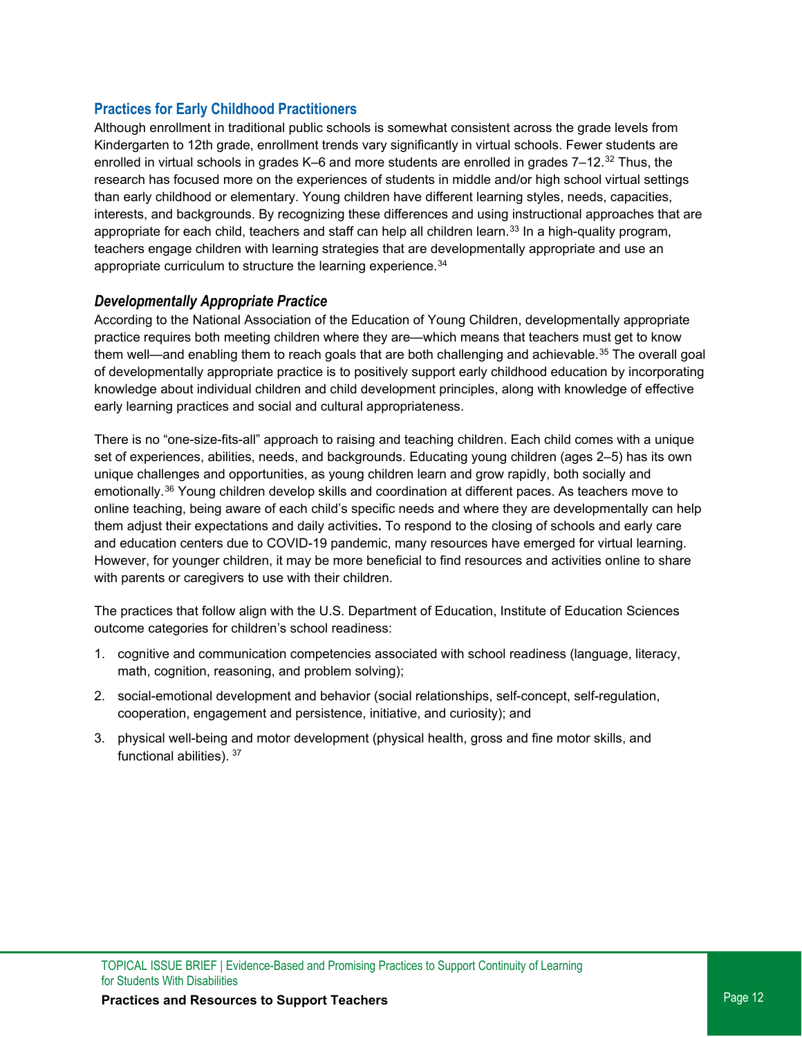### Practices for Early Childhood Practitioners

Although enrollment in traditional public schools is somewhat consistent across the grade levels from Kindergarten to 12th grade, enrollment trends vary significantly in virtual schools. Fewer students are enrolled in virtual schools in grades K–6 and more students are enrolled in grades 7–12.[32] Thus, the research has focused more on the experiences of students in middle and/or high school virtual settings than early childhood or elementary. Young children have different learning styles, needs, capacities, interests, and backgrounds. By recognizing these differences and using instructional approaches that are appropriate for each child, teachers and staff can help all children learn.[33] In a high-quality program, teachers engage children with learning strategies that are developmentally appropriate and use an appropriate curriculum to structure the learning experience.[34]

#### *Developmentally Appropriate Practice*

According to the National Association of the Education of Young Children, developmentally appropriate practice requires both meeting children where they are—which means that teachers must get to know them well—and enabling them to reach goals that are both challenging and achievable.[35] The overall goal of developmentally appropriate practice is to positively support early childhood education by incorporating knowledge about individual children and child development principles, along with knowledge of effective early learning practices and social and cultural appropriateness.

There is no "one-size-fits-all" approach to raising and teaching children. Each child comes with a unique set of experiences, abilities, needs, and backgrounds. Educating young children (ages 2–5) has its own unique challenges and opportunities, as young children learn and grow rapidly, both socially and emotionally.[36] Young children develop skills and coordination at different paces. As teachers move to online teaching, being aware of each child's specific needs and where they are developmentally can help them adjust their expectations and daily activities**.** To respond to the closing of schools and early care and education centers due to COVID-19 pandemic, many resources have emerged for virtual learning. However, for younger children, it may be more beneficial to find resources and activities online to share with parents or caregivers to use with their children.

The practices that follow align with the U.S. Department of Education, Institute of Education Sciences outcome categories for children's school readiness:

1. cognitive and communication competencies associated with school readiness (language, literacy, math, cognition, reasoning, and problem solving);
2. social-emotional development and behavior (social relationships, self-concept, self-regulation, cooperation, engagement and persistence, initiative, and curiosity); and
3. physical well-being and motor development (physical health, gross and fine motor skills, and functional abilities). [37]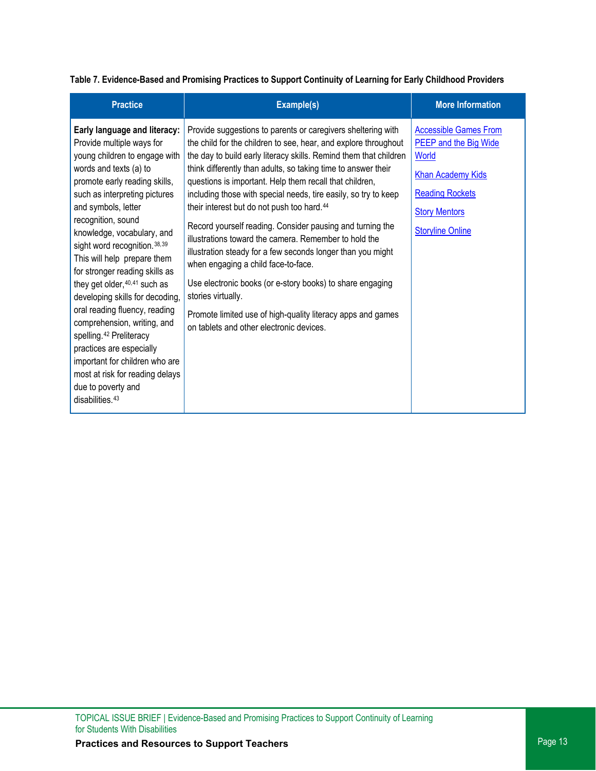**Table 7. Evidence-Based and Promising Practices to Support Continuity of Learning for Early Childhood Providers**

| Practice | Example(s) | More Information |
|---|---|---|
| **Early language and literacy:** Provide multiple ways for young children to engage with words and texts (a) to promote early reading skills, such as interpreting pictures and symbols, letter recognition, sound knowledge, vocabulary, and sight word recognition.[38,39] This will help prepare them for stronger reading skills as they get older,[40,41] such as developing skills for decoding, oral reading fluency, reading comprehension, writing, and spelling.[42] Preliteracy practices are especially important for children who are most at risk for reading delays due to poverty and disabilities.[43] | Provide suggestions to parents or caregivers sheltering with the child for the children to see, hear, and explore throughout the day to build early literacy skills. Remind them that children think differently than adults, so taking time to answer their questions is important. Help them recall that children, including those with special needs, tire easily, so try to keep their interest but do not push too hard.[44]<br><br>Record yourself reading. Consider pausing and turning the illustrations toward the camera. Remember to hold the illustration steady for a few seconds longer than you might when engaging a child face-to-face.<br><br>Use electronic books (or e-story books) to share engaging stories virtually.<br><br>Promote limited use of high-quality literacy apps and games on tablets and other electronic devices. | Accessible Games From PEEP and the Big Wide World<br><br>Khan Academy Kids<br><br>Reading Rockets<br><br>Story Mentors<br><br>Storyline Online |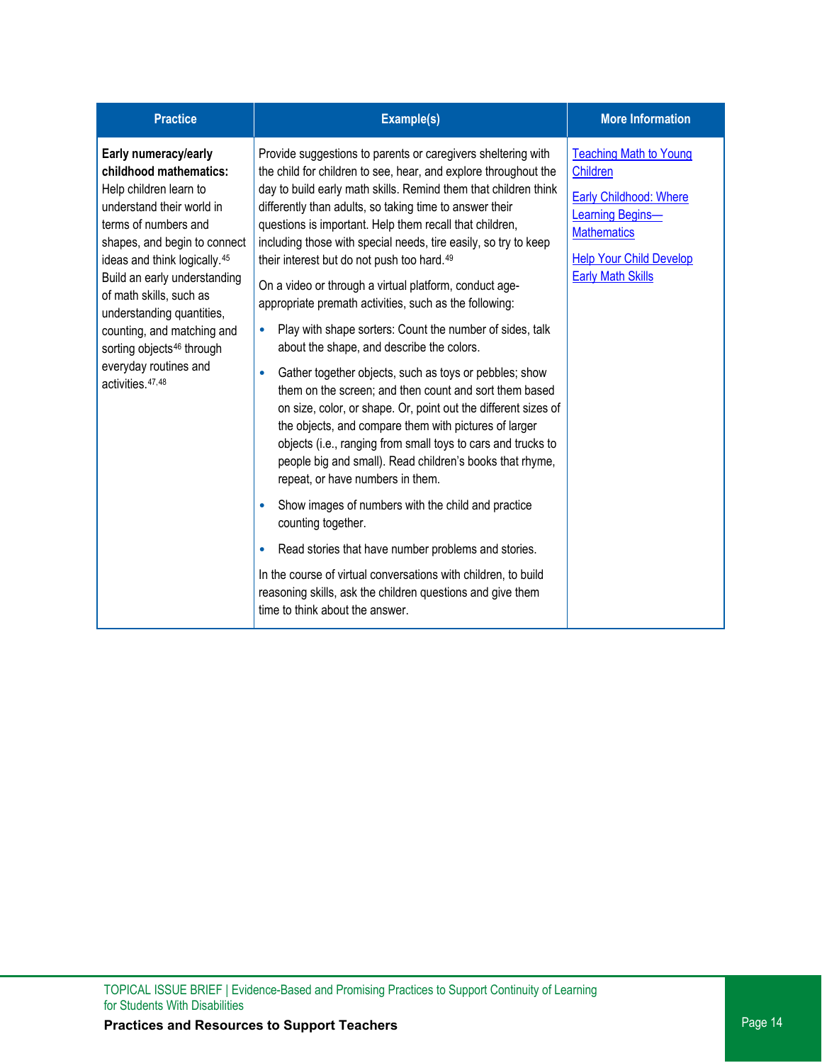| Practice | Example(s) | More Information |
|---|---|---|
| **Early numeracy/early childhood mathematics:** Help children learn to understand their world in terms of numbers and shapes, and begin to connect ideas and think logically.[45] Build an early understanding of math skills, such as understanding quantities, counting, and matching and sorting objects[46] through everyday routines and activities.[47,48] | Provide suggestions to parents or caregivers sheltering with the child for children to see, hear, and explore throughout the day to build early math skills. Remind them that children think differently than adults, so taking time to answer their questions is important. Help them recall that children, including those with special needs, tire easily, so try to keep their interest but do not push too hard.[49]<br><br>On a video or through a virtual platform, conduct age-appropriate premath activities, such as the following:<br><br>• Play with shape sorters: Count the number of sides, talk about the shape, and describe the colors.<br>• Gather together objects, such as toys or pebbles; show them on the screen; and then count and sort them based on size, color, or shape. Or, point out the different sizes of the objects, and compare them with pictures of larger objects (i.e., ranging from small toys to cars and trucks to people big and small). Read children's books that rhyme, repeat, or have numbers in them.<br>• Show images of numbers with the child and practice counting together.<br>• Read stories that have number problems and stories.<br><br>In the course of virtual conversations with children, to build reasoning skills, ask the children questions and give them time to think about the answer. | Teaching Math to Young Children<br><br>Early Childhood: Where Learning Begins—Mathematics<br><br>Help Your Child Develop Early Math Skills |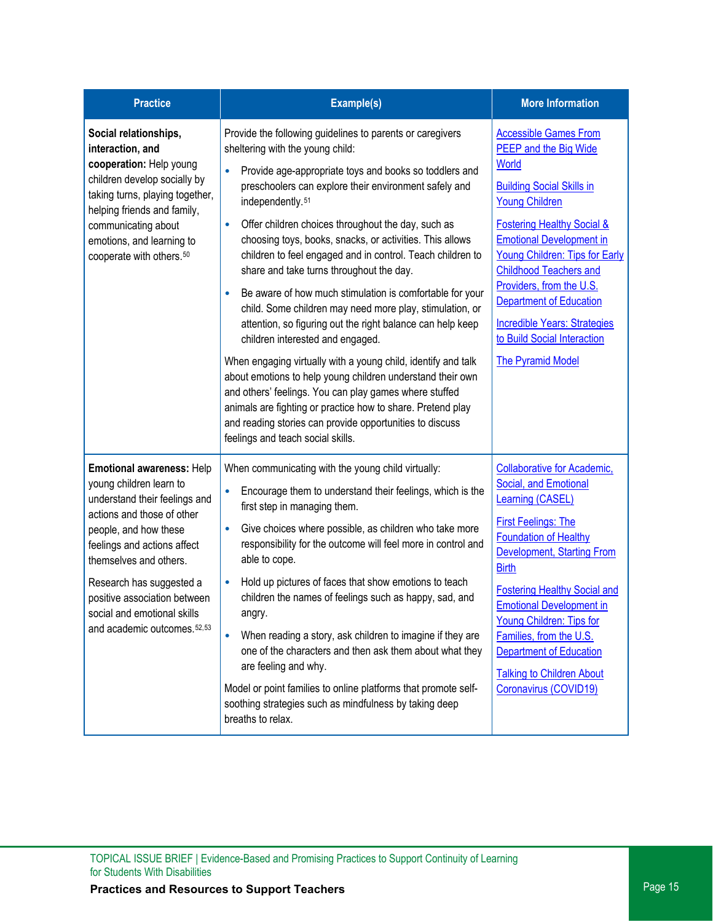| Practice | Example(s) | More Information |
|---|---|---|
| **Social relationships, interaction, and cooperation:** Help young children develop socially by taking turns, playing together, helping friends and family, communicating about emotions, and learning to cooperate with others.[50] | Provide the following guidelines to parents or caregivers sheltering with the young child: <br>• Provide age-appropriate toys and books so toddlers and preschoolers can explore their environment safely and independently.[51] <br>• Offer children choices throughout the day, such as choosing toys, books, snacks, or activities. This allows children to feel engaged and in control. Teach children to share and take turns throughout the day. <br>• Be aware of how much stimulation is comfortable for your child. Some children may need more play, stimulation, or attention, so figuring out the right balance can help keep children interested and engaged. <br><br>When engaging virtually with a young child, identify and talk about emotions to help young children understand their own and others' feelings. You can play games where stuffed animals are fighting or practice how to share. Pretend play and reading stories can provide opportunities to discuss feelings and teach social skills. | Accessible Games From PEEP and the Big Wide World <br><br>Building Social Skills in Young Children <br><br>Fostering Healthy Social & Emotional Development in Young Children: Tips for Early Childhood Teachers and Providers, from the U.S. Department of Education <br><br>Incredible Years: Strategies to Build Social Interaction <br><br>The Pyramid Model |
| **Emotional awareness:** Help young children learn to understand their feelings and actions and those of other people, and how these feelings and actions affect themselves and others. <br><br>Research has suggested a positive association between social and emotional skills and academic outcomes.[52,53] | When communicating with the young child virtually: <br>• Encourage them to understand their feelings, which is the first step in managing them. <br>• Give choices where possible, as children who take more responsibility for the outcome will feel more in control and able to cope. <br>• Hold up pictures of faces that show emotions to teach children the names of feelings such as happy, sad, and angry. <br>• When reading a story, ask children to imagine if they are one of the characters and then ask them about what they are feeling and why. <br><br>Model or point families to online platforms that promote self-soothing strategies such as mindfulness by taking deep breaths to relax. | Collaborative for Academic, Social, and Emotional Learning (CASEL) <br><br>First Feelings: The Foundation of Healthy Development, Starting From Birth <br><br>Fostering Healthy Social and Emotional Development in Young Children: Tips for Families, from the U.S. Department of Education <br><br>Talking to Children About Coronavirus (COVID19) |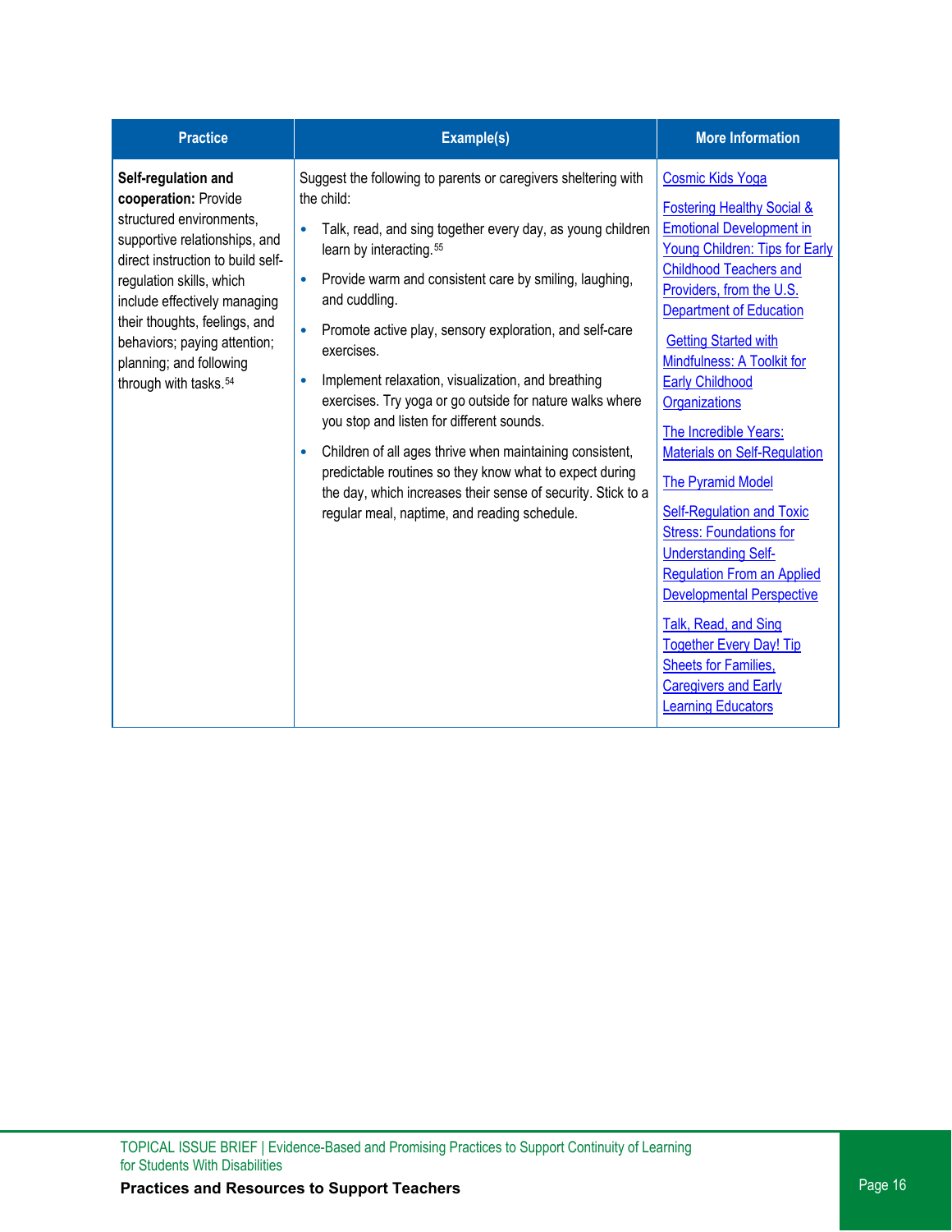| Practice | Example(s) | More Information |
| --- | --- | --- |
| **Self-regulation and cooperation:** Provide structured environments, supportive relationships, and direct instruction to build self-regulation skills, which include effectively managing their thoughts, feelings, and behaviors; paying attention; planning; and following through with tasks.[54] | Suggest the following to parents or caregivers sheltering with the child:<br>• Talk, read, and sing together every day, as young children learn by interacting.[55]<br>• Provide warm and consistent care by smiling, laughing, and cuddling.<br>• Promote active play, sensory exploration, and self-care exercises.<br>• Implement relaxation, visualization, and breathing exercises. Try yoga or go outside for nature walks where you stop and listen for different sounds.<br>• Children of all ages thrive when maintaining consistent, predictable routines so they know what to expect during the day, which increases their sense of security. Stick to a regular meal, naptime, and reading schedule. | Cosmic Kids Yoga<br><br>Fostering Healthy Social & Emotional Development in Young Children: Tips for Early Childhood Teachers and Providers, from the U.S. Department of Education<br><br>Getting Started with Mindfulness: A Toolkit for Early Childhood Organizations<br><br>The Incredible Years: Materials on Self-Regulation<br><br>The Pyramid Model<br><br>Self-Regulation and Toxic Stress: Foundations for Understanding Self-Regulation From an Applied Developmental Perspective<br><br>Talk, Read, and Sing Together Every Day! Tip Sheets for Families, Caregivers and Early Learning Educators |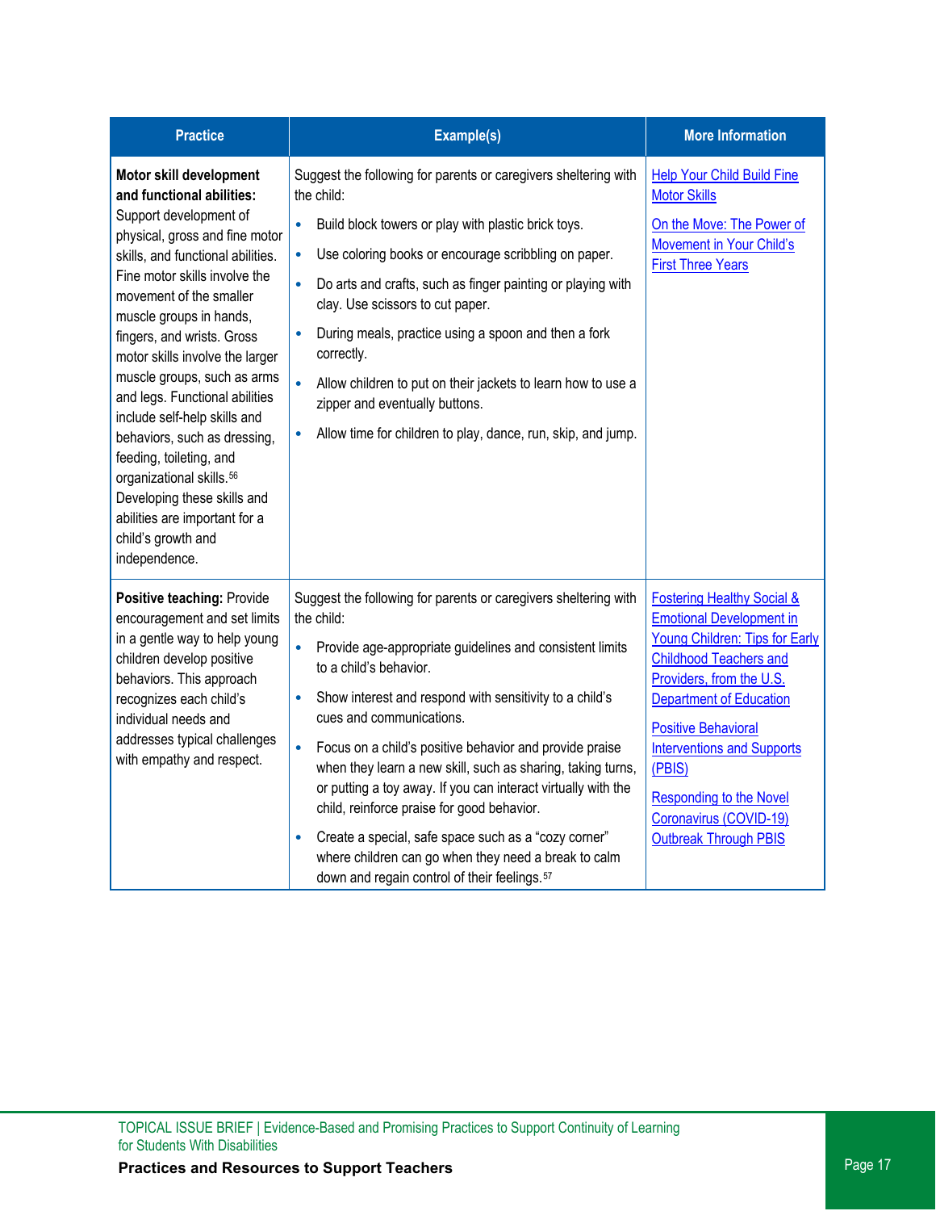| Practice | Example(s) | More Information |
|---|---|---|
| **Motor skill development and functional abilities:** Support development of physical, gross and fine motor skills, and functional abilities. Fine motor skills involve the movement of the smaller muscle groups in hands, fingers, and wrists. Gross motor skills involve the larger muscle groups, such as arms and legs. Functional abilities include self-help skills and behaviors, such as dressing, feeding, toileting, and organizational skills.[56] Developing these skills and abilities are important for a child's growth and independence. | Suggest the following for parents or caregivers sheltering with the child:<br>• Build block towers or play with plastic brick toys.<br>• Use coloring books or encourage scribbling on paper.<br>• Do arts and crafts, such as finger painting or playing with clay. Use scissors to cut paper.<br>• During meals, practice using a spoon and then a fork correctly.<br>• Allow children to put on their jackets to learn how to use a zipper and eventually buttons.<br>• Allow time for children to play, dance, run, skip, and jump. | Help Your Child Build Fine Motor Skills<br><br>On the Move: The Power of Movement in Your Child's First Three Years |
| **Positive teaching:** Provide encouragement and set limits in a gentle way to help young children develop positive behaviors. This approach recognizes each child's individual needs and addresses typical challenges with empathy and respect. | Suggest the following for parents or caregivers sheltering with the child:<br>• Provide age-appropriate guidelines and consistent limits to a child's behavior.<br>• Show interest and respond with sensitivity to a child's cues and communications.<br>• Focus on a child's positive behavior and provide praise when they learn a new skill, such as sharing, taking turns, or putting a toy away. If you can interact virtually with the child, reinforce praise for good behavior.<br>• Create a special, safe space such as a "cozy corner" where children can go when they need a break to calm down and regain control of their feelings.[57] | Fostering Healthy Social & Emotional Development in Young Children: Tips for Early Childhood Teachers and Providers, from the U.S. Department of Education<br><br>Positive Behavioral Interventions and Supports (PBIS)<br><br>Responding to the Novel Coronavirus (COVID-19) Outbreak Through PBIS |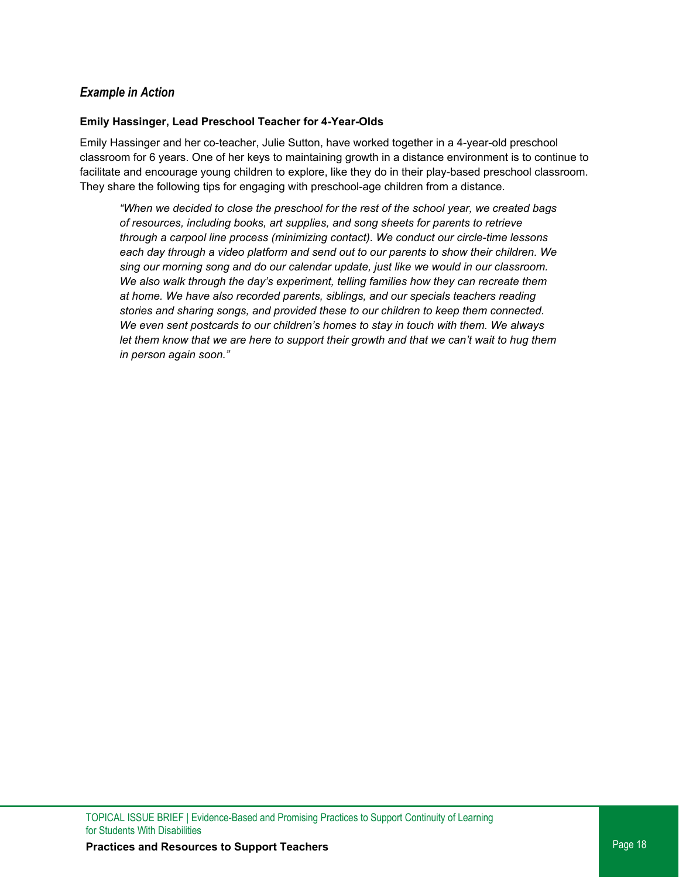### *Example in Action*

**Emily Hassinger, Lead Preschool Teacher for 4-Year-Olds**

Emily Hassinger and her co-teacher, Julie Sutton, have worked together in a 4-year-old preschool classroom for 6 years. One of her keys to maintaining growth in a distance environment is to continue to facilitate and encourage young children to explore, like they do in their play-based preschool classroom. They share the following tips for engaging with preschool-age children from a distance.

> *"When we decided to close the preschool for the rest of the school year, we created bags of resources, including books, art supplies, and song sheets for parents to retrieve through a carpool line process (minimizing contact). We conduct our circle-time lessons each day through a video platform and send out to our parents to show their children. We sing our morning song and do our calendar update, just like we would in our classroom. We also walk through the day's experiment, telling families how they can recreate them at home. We have also recorded parents, siblings, and our specials teachers reading stories and sharing songs, and provided these to our children to keep them connected. We even sent postcards to our children's homes to stay in touch with them. We always let them know that we are here to support their growth and that we can't wait to hug them in person again soon."*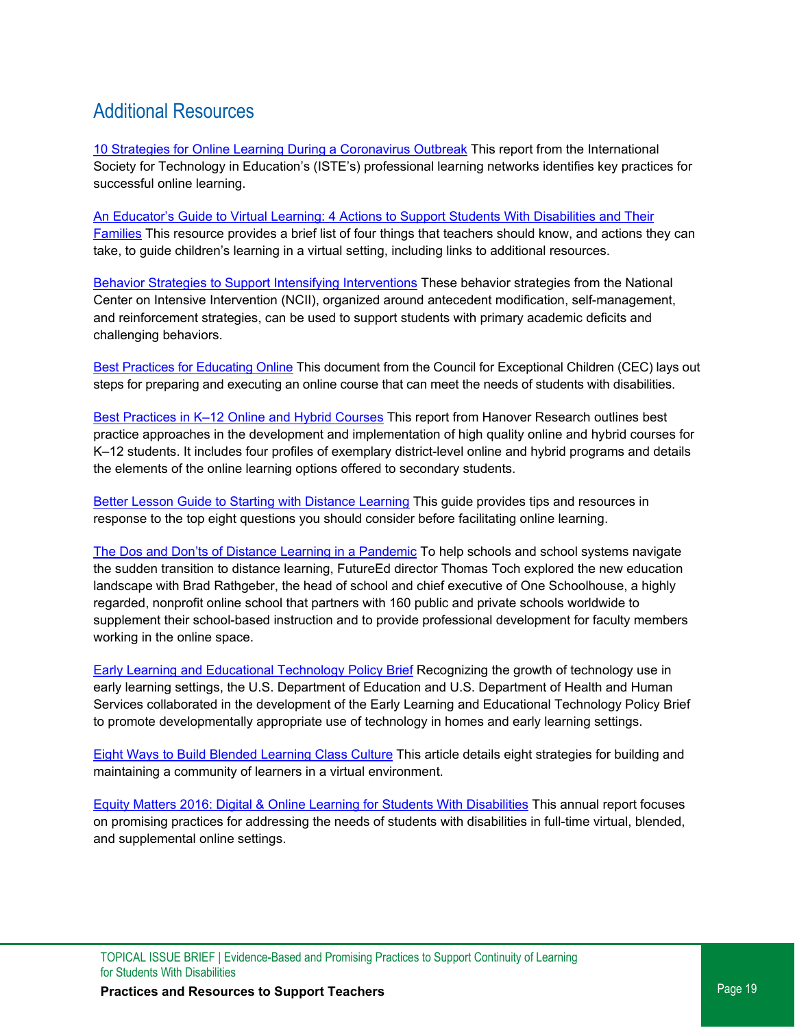## Additional Resources

10 Strategies for Online Learning During a Coronavirus Outbreak This report from the International Society for Technology in Education's (ISTE's) professional learning networks identifies key practices for successful online learning.

An Educator's Guide to Virtual Learning: 4 Actions to Support Students With Disabilities and Their Families This resource provides a brief list of four things that teachers should know, and actions they can take, to guide children's learning in a virtual setting, including links to additional resources.

Behavior Strategies to Support Intensifying Interventions These behavior strategies from the National Center on Intensive Intervention (NCII), organized around antecedent modification, self-management, and reinforcement strategies, can be used to support students with primary academic deficits and challenging behaviors.

Best Practices for Educating Online This document from the Council for Exceptional Children (CEC) lays out steps for preparing and executing an online course that can meet the needs of students with disabilities.

Best Practices in K–12 Online and Hybrid Courses This report from Hanover Research outlines best practice approaches in the development and implementation of high quality online and hybrid courses for K–12 students. It includes four profiles of exemplary district-level online and hybrid programs and details the elements of the online learning options offered to secondary students.

Better Lesson Guide to Starting with Distance Learning This guide provides tips and resources in response to the top eight questions you should consider before facilitating online learning.

The Dos and Don'ts of Distance Learning in a Pandemic To help schools and school systems navigate the sudden transition to distance learning, FutureEd director Thomas Toch explored the new education landscape with Brad Rathgeber, the head of school and chief executive of One Schoolhouse, a highly regarded, nonprofit online school that partners with 160 public and private schools worldwide to supplement their school-based instruction and to provide professional development for faculty members working in the online space.

Early Learning and Educational Technology Policy Brief Recognizing the growth of technology use in early learning settings, the U.S. Department of Education and U.S. Department of Health and Human Services collaborated in the development of the Early Learning and Educational Technology Policy Brief to promote developmentally appropriate use of technology in homes and early learning settings.

Eight Ways to Build Blended Learning Class Culture This article details eight strategies for building and maintaining a community of learners in a virtual environment.

Equity Matters 2016: Digital & Online Learning for Students With Disabilities This annual report focuses on promising practices for addressing the needs of students with disabilities in full-time virtual, blended, and supplemental online settings.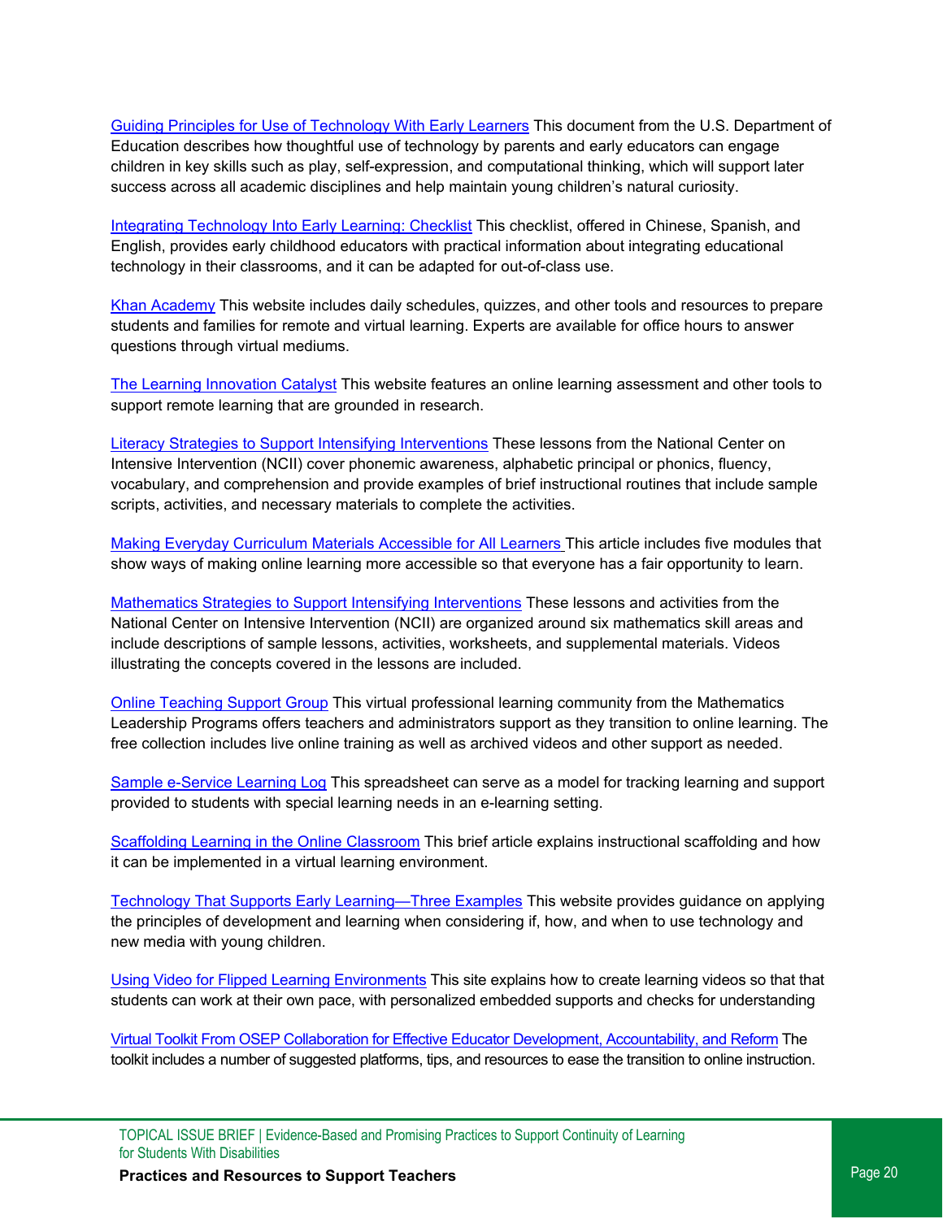Guiding Principles for Use of Technology With Early Learners This document from the U.S. Department of Education describes how thoughtful use of technology by parents and early educators can engage children in key skills such as play, self-expression, and computational thinking, which will support later success across all academic disciplines and help maintain young children's natural curiosity.

Integrating Technology Into Early Learning: Checklist This checklist, offered in Chinese, Spanish, and English, provides early childhood educators with practical information about integrating educational technology in their classrooms, and it can be adapted for out-of-class use.

Khan Academy This website includes daily schedules, quizzes, and other tools and resources to prepare students and families for remote and virtual learning. Experts are available for office hours to answer questions through virtual mediums.

The Learning Innovation Catalyst This website features an online learning assessment and other tools to support remote learning that are grounded in research.

Literacy Strategies to Support Intensifying Interventions These lessons from the National Center on Intensive Intervention (NCII) cover phonemic awareness, alphabetic principal or phonics, fluency, vocabulary, and comprehension and provide examples of brief instructional routines that include sample scripts, activities, and necessary materials to complete the activities.

Making Everyday Curriculum Materials Accessible for All Learners This article includes five modules that show ways of making online learning more accessible so that everyone has a fair opportunity to learn.

Mathematics Strategies to Support Intensifying Interventions These lessons and activities from the National Center on Intensive Intervention (NCII) are organized around six mathematics skill areas and include descriptions of sample lessons, activities, worksheets, and supplemental materials. Videos illustrating the concepts covered in the lessons are included.

Online Teaching Support Group This virtual professional learning community from the Mathematics Leadership Programs offers teachers and administrators support as they transition to online learning. The free collection includes live online training as well as archived videos and other support as needed.

Sample e-Service Learning Log This spreadsheet can serve as a model for tracking learning and support provided to students with special learning needs in an e-learning setting.

Scaffolding Learning in the Online Classroom This brief article explains instructional scaffolding and how it can be implemented in a virtual learning environment.

Technology That Supports Early Learning—Three Examples This website provides guidance on applying the principles of development and learning when considering if, how, and when to use technology and new media with young children.

Using Video for Flipped Learning Environments This site explains how to create learning videos so that that students can work at their own pace, with personalized embedded supports and checks for understanding

Virtual Toolkit From OSEP Collaboration for Effective Educator Development, Accountability, and Reform The toolkit includes a number of suggested platforms, tips, and resources to ease the transition to online instruction.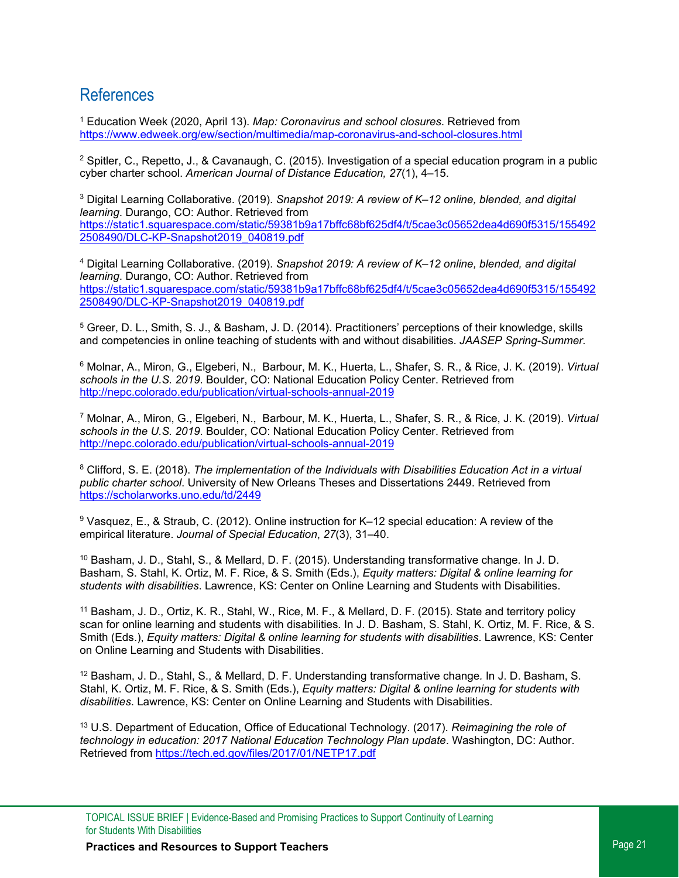## References

[1] Education Week (2020, April 13). *Map: Coronavirus and school closures*. Retrieved from https://www.edweek.org/ew/section/multimedia/map-coronavirus-and-school-closures.html

[2] Spitler, C., Repetto, J., & Cavanaugh, C. (2015). Investigation of a special education program in a public cyber charter school. *American Journal of Distance Education, 27*(1), 4–15.

[3] Digital Learning Collaborative. (2019). *Snapshot 2019: A review of K–12 online, blended, and digital learning*. Durango, CO: Author. Retrieved from https://static1.squarespace.com/static/59381b9a17bffc68bf625df4/t/5cae3c05652dea4d690f5315/1554922508490/DLC-KP-Snapshot2019_040819.pdf

[4] Digital Learning Collaborative. (2019). *Snapshot 2019: A review of K–12 online, blended, and digital learning*. Durango, CO: Author. Retrieved from https://static1.squarespace.com/static/59381b9a17bffc68bf625df4/t/5cae3c05652dea4d690f5315/1554922508490/DLC-KP-Snapshot2019_040819.pdf

[5] Greer, D. L., Smith, S. J., & Basham, J. D. (2014). Practitioners' perceptions of their knowledge, skills and competencies in online teaching of students with and without disabilities. *JAASEP Spring-Summer.*

[6] Molnar, A., Miron, G., Elgeberi, N., Barbour, M. K., Huerta, L., Shafer, S. R., & Rice, J. K. (2019). *Virtual schools in the U.S. 2019*. Boulder, CO: National Education Policy Center. Retrieved from http://nepc.colorado.edu/publication/virtual-schools-annual-2019

[7] Molnar, A., Miron, G., Elgeberi, N., Barbour, M. K., Huerta, L., Shafer, S. R., & Rice, J. K. (2019). *Virtual schools in the U.S. 2019*. Boulder, CO: National Education Policy Center. Retrieved from http://nepc.colorado.edu/publication/virtual-schools-annual-2019

[8] Clifford, S. E. (2018). *The implementation of the Individuals with Disabilities Education Act in a virtual public charter school*. University of New Orleans Theses and Dissertations 2449. Retrieved from https://scholarworks.uno.edu/td/2449

[9] Vasquez, E., & Straub, C. (2012). Online instruction for K–12 special education: A review of the empirical literature. *Journal of Special Education*, *27*(3), 31–40.

[10] Basham, J. D., Stahl, S., & Mellard, D. F. (2015). Understanding transformative change. In J. D. Basham, S. Stahl, K. Ortiz, M. F. Rice, & S. Smith (Eds.), *Equity matters: Digital & online learning for students with disabilities*. Lawrence, KS: Center on Online Learning and Students with Disabilities.

[11] Basham, J. D., Ortiz, K. R., Stahl, W., Rice, M. F., & Mellard, D. F. (2015). State and territory policy scan for online learning and students with disabilities. In J. D. Basham, S. Stahl, K. Ortiz, M. F. Rice, & S. Smith (Eds.), *Equity matters: Digital & online learning for students with disabilities*. Lawrence, KS: Center on Online Learning and Students with Disabilities.

[12] Basham, J. D., Stahl, S., & Mellard, D. F. Understanding transformative change. In J. D. Basham, S. Stahl, K. Ortiz, M. F. Rice, & S. Smith (Eds.), *Equity matters: Digital & online learning for students with disabilities*. Lawrence, KS: Center on Online Learning and Students with Disabilities.

[13] U.S. Department of Education, Office of Educational Technology. (2017). *Reimagining the role of technology in education: 2017 National Education Technology Plan update*. Washington, DC: Author. Retrieved from https://tech.ed.gov/files/2017/01/NETP17.pdf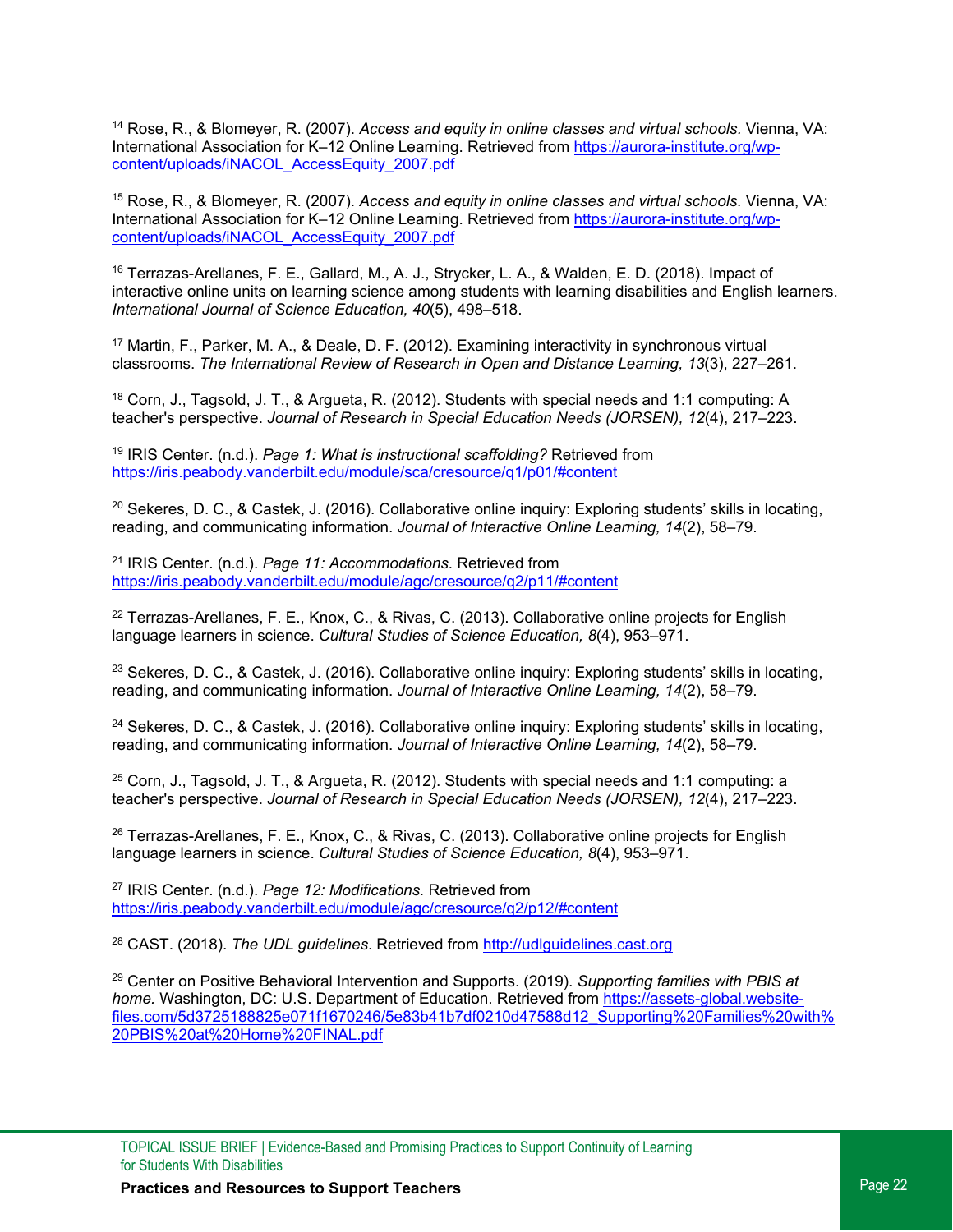[14] Rose, R., & Blomeyer, R. (2007). *Access and equity in online classes and virtual schools.* Vienna, VA: International Association for K–12 Online Learning. Retrieved from https://aurora-institute.org/wp-content/uploads/iNACOL_AccessEquity_2007.pdf

[15] Rose, R., & Blomeyer, R. (2007). *Access and equity in online classes and virtual schools.* Vienna, VA: International Association for K–12 Online Learning. Retrieved from https://aurora-institute.org/wp-content/uploads/iNACOL_AccessEquity_2007.pdf

[16] Terrazas-Arellanes, F. E., Gallard, M., A. J., Strycker, L. A., & Walden, E. D. (2018). Impact of interactive online units on learning science among students with learning disabilities and English learners. *International Journal of Science Education, 40*(5), 498–518.

[17] Martin, F., Parker, M. A., & Deale, D. F. (2012). Examining interactivity in synchronous virtual classrooms. *The International Review of Research in Open and Distance Learning, 13*(3), 227–261.

[18] Corn, J., Tagsold, J. T., & Argueta, R. (2012). Students with special needs and 1:1 computing: A teacher's perspective. *Journal of Research in Special Education Needs (JORSEN), 12*(4), 217–223.

[19] IRIS Center. (n.d.). *Page 1: What is instructional scaffolding?* Retrieved from https://iris.peabody.vanderbilt.edu/module/sca/cresource/q1/p01/#content

[20] Sekeres, D. C., & Castek, J. (2016). Collaborative online inquiry: Exploring students' skills in locating, reading, and communicating information. *Journal of Interactive Online Learning, 14*(2), 58–79.

[21] IRIS Center. (n.d.). *Page 11: Accommodations.* Retrieved from https://iris.peabody.vanderbilt.edu/module/agc/cresource/q2/p11/#content

[22] Terrazas-Arellanes, F. E., Knox, C., & Rivas, C. (2013). Collaborative online projects for English language learners in science. *Cultural Studies of Science Education, 8*(4), 953–971.

[23] Sekeres, D. C., & Castek, J. (2016). Collaborative online inquiry: Exploring students' skills in locating, reading, and communicating information. *Journal of Interactive Online Learning, 14*(2), 58–79.

[24] Sekeres, D. C., & Castek, J. (2016). Collaborative online inquiry: Exploring students' skills in locating, reading, and communicating information. *Journal of Interactive Online Learning, 14*(2), 58–79.

[25] Corn, J., Tagsold, J. T., & Argueta, R. (2012). Students with special needs and 1:1 computing: a teacher's perspective. *Journal of Research in Special Education Needs (JORSEN), 12*(4), 217–223.

[26] Terrazas-Arellanes, F. E., Knox, C., & Rivas, C. (2013). Collaborative online projects for English language learners in science. *Cultural Studies of Science Education, 8*(4), 953–971.

[27] IRIS Center. (n.d.). *Page 12: Modifications.* Retrieved from https://iris.peabody.vanderbilt.edu/module/agc/cresource/q2/p12/#content

[28] CAST. (2018). *The UDL guidelines*. Retrieved from http://udlguidelines.cast.org

[29] Center on Positive Behavioral Intervention and Supports. (2019). *Supporting families with PBIS at home.* Washington, DC: U.S. Department of Education. Retrieved from https://assets-global.website-files.com/5d3725188825e071f1670246/5e83b41b7df0210d47588d12_Supporting%20Families%20with%20PBIS%20at%20Home%20FINAL.pdf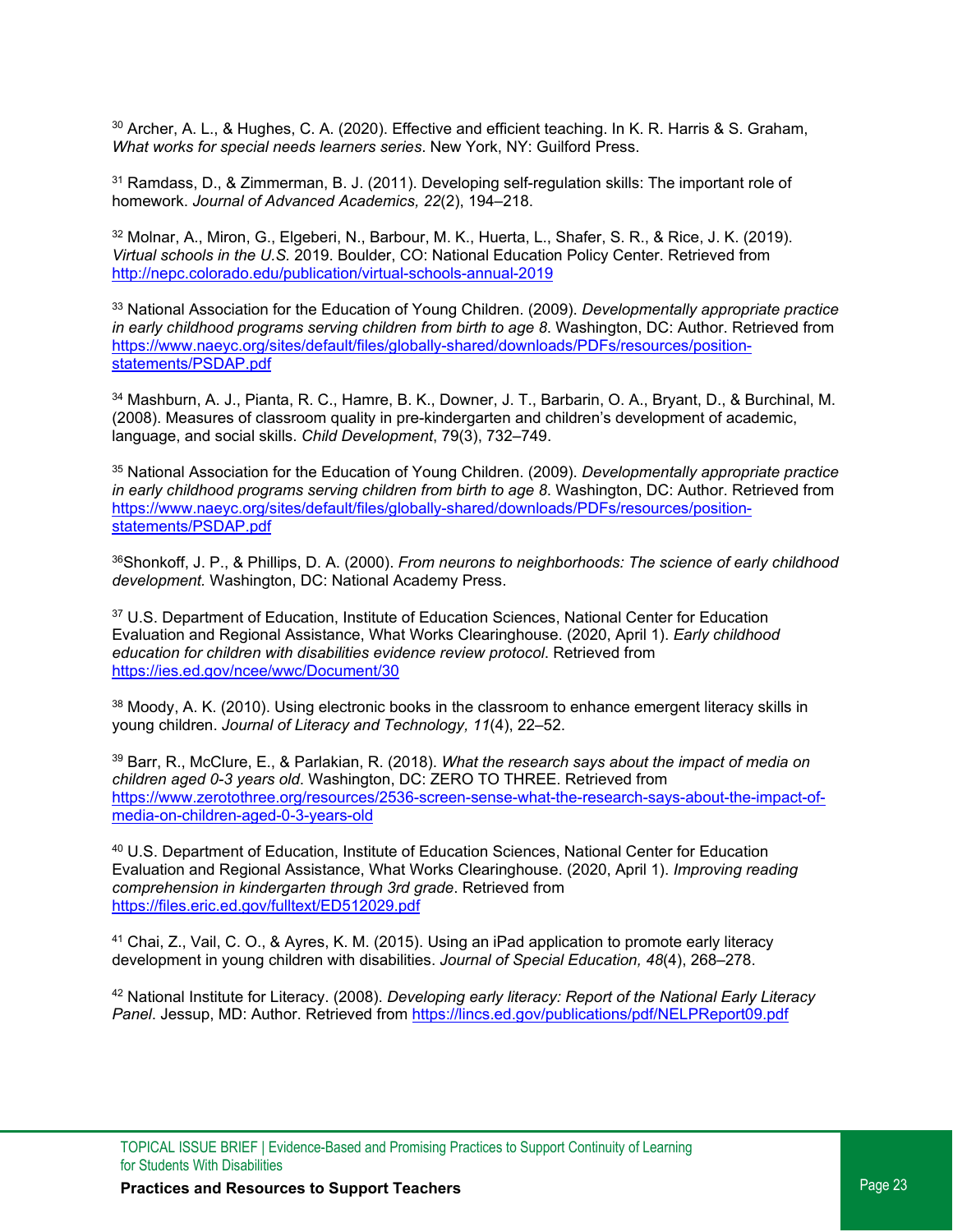[30] Archer, A. L., & Hughes, C. A. (2020). Effective and efficient teaching. In K. R. Harris & S. Graham, *What works for special needs learners series*. New York, NY: Guilford Press.

[31] Ramdass, D., & Zimmerman, B. J. (2011). Developing self-regulation skills: The important role of homework. *Journal of Advanced Academics, 22*(2), 194–218.

[32] Molnar, A., Miron, G., Elgeberi, N., Barbour, M. K., Huerta, L., Shafer, S. R., & Rice, J. K. (2019). *Virtual schools in the U.S.* 2019. Boulder, CO: National Education Policy Center. Retrieved from http://nepc.colorado.edu/publication/virtual-schools-annual-2019

[33] National Association for the Education of Young Children. (2009). *Developmentally appropriate practice in early childhood programs serving children from birth to age 8*. Washington, DC: Author. Retrieved from https://www.naeyc.org/sites/default/files/globally-shared/downloads/PDFs/resources/position-statements/PSDAP.pdf

[34] Mashburn, A. J., Pianta, R. C., Hamre, B. K., Downer, J. T., Barbarin, O. A., Bryant, D., & Burchinal, M. (2008). Measures of classroom quality in pre-kindergarten and children's development of academic, language, and social skills. *Child Development*, 79(3), 732–749.

[35] National Association for the Education of Young Children. (2009). *Developmentally appropriate practice in early childhood programs serving children from birth to age 8*. Washington, DC: Author. Retrieved from https://www.naeyc.org/sites/default/files/globally-shared/downloads/PDFs/resources/position-statements/PSDAP.pdf

[36]Shonkoff, J. P., & Phillips, D. A. (2000). *From neurons to neighborhoods: The science of early childhood development.* Washington, DC: National Academy Press.

[37] U.S. Department of Education, Institute of Education Sciences, National Center for Education Evaluation and Regional Assistance, What Works Clearinghouse. (2020, April 1). *Early childhood education for children with disabilities evidence review protocol*. Retrieved from https://ies.ed.gov/ncee/wwc/Document/30

[38] Moody, A. K. (2010). Using electronic books in the classroom to enhance emergent literacy skills in young children. *Journal of Literacy and Technology, 11*(4), 22–52.

[39] Barr, R., McClure, E., & Parlakian, R. (2018). *What the research says about the impact of media on children aged 0-3 years old*. Washington, DC: ZERO TO THREE. Retrieved from https://www.zerotothree.org/resources/2536-screen-sense-what-the-research-says-about-the-impact-of-media-on-children-aged-0-3-years-old

[40] U.S. Department of Education, Institute of Education Sciences, National Center for Education Evaluation and Regional Assistance, What Works Clearinghouse. (2020, April 1). *Improving reading comprehension in kindergarten through 3rd grade*. Retrieved from https://files.eric.ed.gov/fulltext/ED512029.pdf

[41] Chai, Z., Vail, C. O., & Ayres, K. M. (2015). Using an iPad application to promote early literacy development in young children with disabilities. *Journal of Special Education, 48*(4), 268–278.

[42] National Institute for Literacy. (2008). *Developing early literacy: Report of the National Early Literacy Panel*. Jessup, MD: Author. Retrieved from https://lincs.ed.gov/publications/pdf/NELPReport09.pdf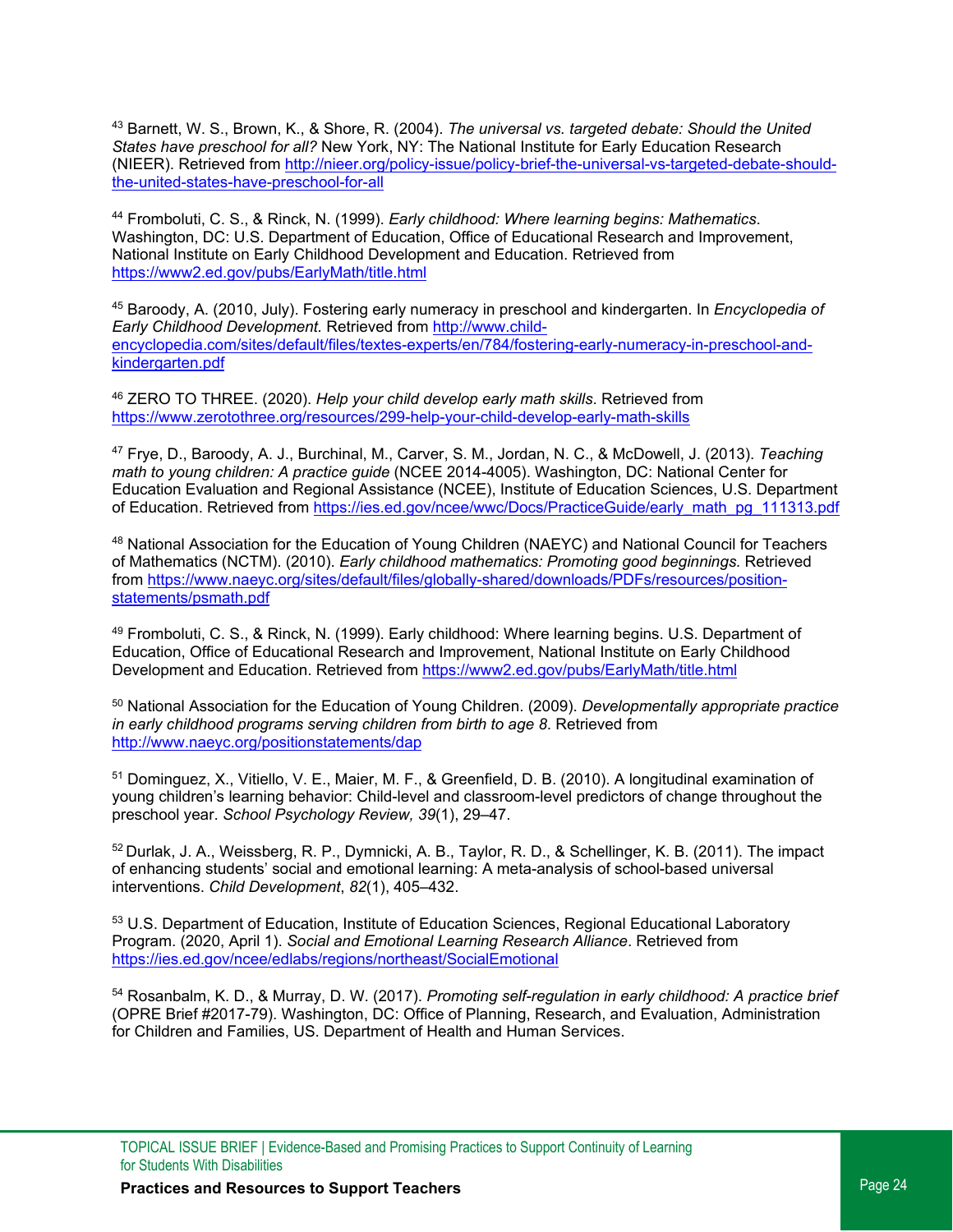[43] Barnett, W. S., Brown, K., & Shore, R. (2004). *The universal vs. targeted debate: Should the United States have preschool for all?* New York, NY: The National Institute for Early Education Research (NIEER). Retrieved from http://nieer.org/policy-issue/policy-brief-the-universal-vs-targeted-debate-should-the-united-states-have-preschool-for-all

[44] Fromboluti, C. S., & Rinck, N. (1999). *Early childhood: Where learning begins: Mathematics*. Washington, DC: U.S. Department of Education, Office of Educational Research and Improvement, National Institute on Early Childhood Development and Education. Retrieved from https://www2.ed.gov/pubs/EarlyMath/title.html

[45] Baroody, A. (2010, July). Fostering early numeracy in preschool and kindergarten. In *Encyclopedia of Early Childhood Development*. Retrieved from http://www.child-encyclopedia.com/sites/default/files/textes-experts/en/784/fostering-early-numeracy-in-preschool-and-kindergarten.pdf

[46] ZERO TO THREE. (2020). *Help your child develop early math skills*. Retrieved from https://www.zerotothree.org/resources/299-help-your-child-develop-early-math-skills

[47] Frye, D., Baroody, A. J., Burchinal, M., Carver, S. M., Jordan, N. C., & McDowell, J. (2013). *Teaching math to young children: A practice guide* (NCEE 2014-4005). Washington, DC: National Center for Education Evaluation and Regional Assistance (NCEE), Institute of Education Sciences, U.S. Department of Education. Retrieved from https://ies.ed.gov/ncee/wwc/Docs/PracticeGuide/early_math_pg_111313.pdf

[48] National Association for the Education of Young Children (NAEYC) and National Council for Teachers of Mathematics (NCTM). (2010). *Early childhood mathematics: Promoting good beginnings.* Retrieved from https://www.naeyc.org/sites/default/files/globally-shared/downloads/PDFs/resources/position-statements/psmath.pdf

[49] Fromboluti, C. S., & Rinck, N. (1999). Early childhood: Where learning begins. U.S. Department of Education, Office of Educational Research and Improvement, National Institute on Early Childhood Development and Education. Retrieved from https://www2.ed.gov/pubs/EarlyMath/title.html

[50] National Association for the Education of Young Children. (2009). *Developmentally appropriate practice in early childhood programs serving children from birth to age 8*. Retrieved from http://www.naeyc.org/positionstatements/dap

[51] Dominguez, X., Vitiello, V. E., Maier, M. F., & Greenfield, D. B. (2010). A longitudinal examination of young children's learning behavior: Child-level and classroom-level predictors of change throughout the preschool year. *School Psychology Review, 39*(1), 29–47.

[52] Durlak, J. A., Weissberg, R. P., Dymnicki, A. B., Taylor, R. D., & Schellinger, K. B. (2011). The impact of enhancing students' social and emotional learning: A meta-analysis of school-based universal interventions. *Child Development*, *82*(1), 405–432.

[53] U.S. Department of Education, Institute of Education Sciences, Regional Educational Laboratory Program. (2020, April 1). *Social and Emotional Learning Research Alliance*. Retrieved from https://ies.ed.gov/ncee/edlabs/regions/northeast/SocialEmotional

[54] Rosanbalm, K. D., & Murray, D. W. (2017). *Promoting self-regulation in early childhood: A practice brief* (OPRE Brief #2017-79). Washington, DC: Office of Planning, Research, and Evaluation, Administration for Children and Families, US. Department of Health and Human Services.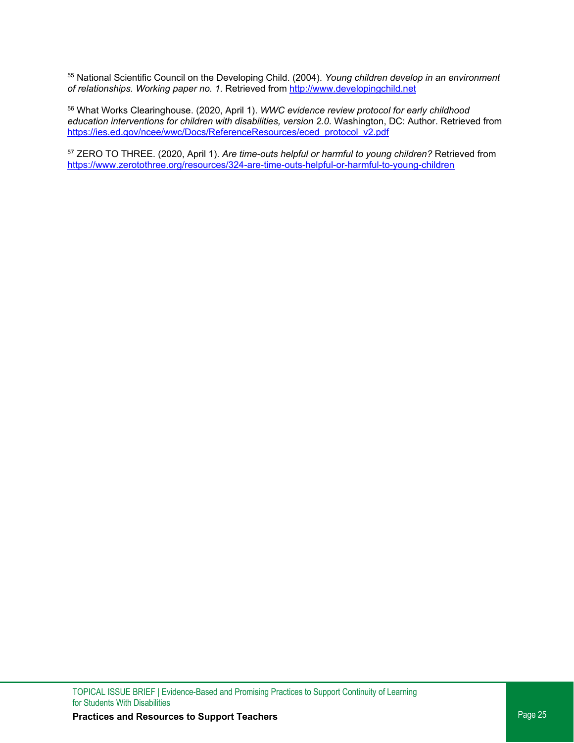[55] National Scientific Council on the Developing Child. (2004). *Young children develop in an environment of relationships. Working paper no. 1*. Retrieved from [http://www.developingchild.net](http://www.developingchild.net)

[56] What Works Clearinghouse. (2020, April 1). *WWC evidence review protocol for early childhood education interventions for children with disabilities, version 2.0.* Washington, DC: Author. Retrieved from [https://ies.ed.gov/ncee/wwc/Docs/ReferenceResources/eced_protocol_v2.pdf](https://ies.ed.gov/ncee/wwc/Docs/ReferenceResources/eced_protocol_v2.pdf)

[57] ZERO TO THREE. (2020, April 1). *Are time-outs helpful or harmful to young children?* Retrieved from [https://www.zerotothree.org/resources/324-are-time-outs-helpful-or-harmful-to-young-children](https://www.zerotothree.org/resources/324-are-time-outs-helpful-or-harmful-to-young-children)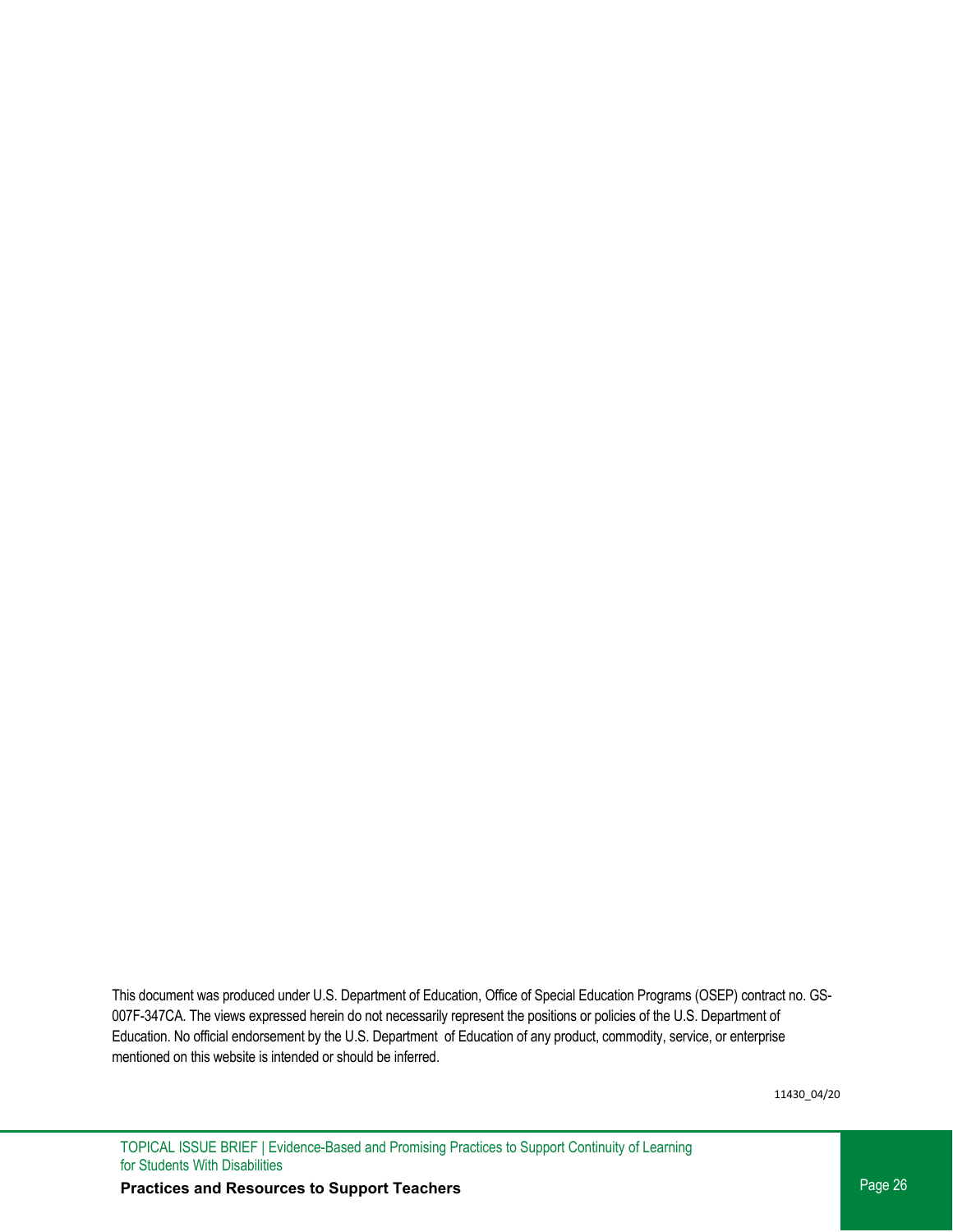This document was produced under U.S. Department of Education, Office of Special Education Programs (OSEP) contract no. GS-007F-347CA. The views expressed herein do not necessarily represent the positions or policies of the U.S. Department of Education. No official endorsement by the U.S. Department of Education of any product, commodity, service, or enterprise mentioned on this website is intended or should be inferred.

11430_04/20